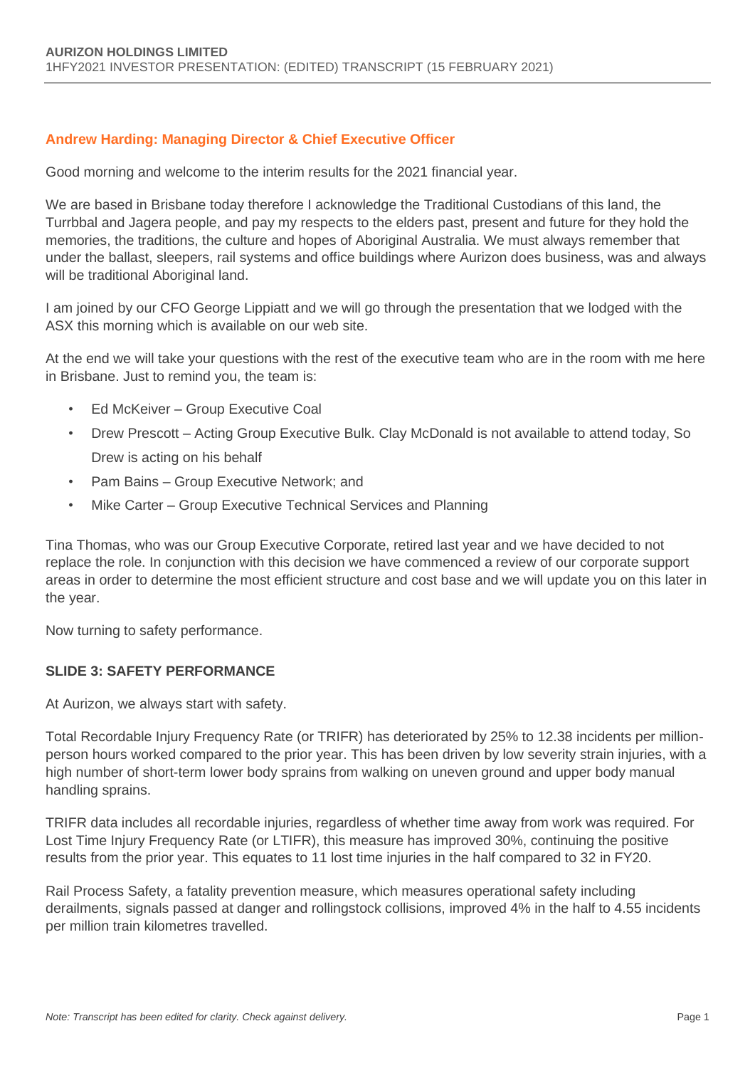### Andrew Harding: Managing Director & Chief Executive Officer

Good morning and welcome to the interim results for the 2021 financial year.

We are based in Brisbane today therefore I acknowledge the Traditional Custodians of this land, the Turrbbal and Jagera people, and pay my respects to the elders past, present and future for they hold the memories, the traditions, the culture and hopes of Aboriginal Australia. We must always remember that under the ballast, sleepers, rail systems and office buildings where Aurizon does business, was and always will be traditional Aboriginal land.

I am joined by our CFO George Lippiatt and we will go through the presentation that we lodged with the ASX this morning which is available on our web site.

At the end we will take your questions with the rest of the executive team who are in the room with me here in Brisbane. Just to remind you, the team is:

- Ed McKeiver – Group Executive Coal
- Drew Prescott – Acting Group Executive Bulk. Clay McDonald is not available to attend today, So Drew is acting on his behalf
- Pam Bains – Group Executive Network; and
- Mike Carter – Group Executive Technical Services and Planning

Tina Thomas, who was our Group Executive Corporate, retired last year and we have decided to not replace the role. In conjunction with this decision we have commenced a review of our corporate support areas in order to determine the most efficient structure and cost base and we will update you on this later in the year.

Now turning to safety performance.

### SLIDE 3: SAFETY PERFORMANCE

At Aurizon, we always start with safety.

Total Recordable Injury Frequency Rate (or TRIFR) has deteriorated by 25% to 12.38 incidents per million-person hours worked compared to the prior year. This has been driven by low severity strain injuries, with a high number of short-term lower body sprains from walking on uneven ground and upper body manual handling sprains.

TRIFR data includes all recordable injuries, regardless of whether time away from work was required. For Lost Time Injury Frequency Rate (or LTIFR), this measure has improved 30%, continuing the positive results from the prior year. This equates to 11 lost time injuries in the half compared to 32 in FY20.

Rail Process Safety, a fatality prevention measure, which measures operational safety including derailments, signals passed at danger and rollingstock collisions, improved 4% in the half to 4.55 incidents per million train kilometres travelled.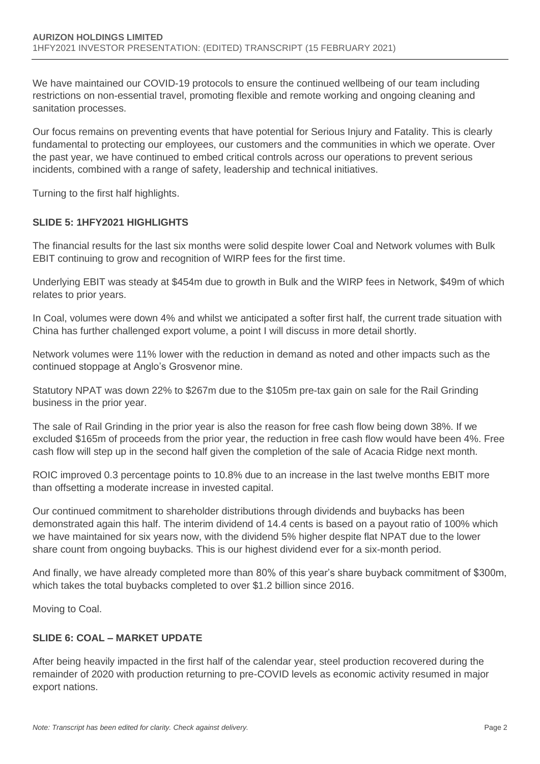We have maintained our COVID-19 protocols to ensure the continued wellbeing of our team including restrictions on non-essential travel, promoting flexible and remote working and ongoing cleaning and sanitation processes.

Our focus remains on preventing events that have potential for Serious Injury and Fatality. This is clearly fundamental to protecting our employees, our customers and the communities in which we operate. Over the past year, we have continued to embed critical controls across our operations to prevent serious incidents, combined with a range of safety, leadership and technical initiatives.

Turning to the first half highlights.

## SLIDE 5: 1HFY2021 HIGHLIGHTS

The financial results for the last six months were solid despite lower Coal and Network volumes with Bulk EBIT continuing to grow and recognition of WIRP fees for the first time.

Underlying EBIT was steady at $454m due to growth in Bulk and the WIRP fees in Network, $49m of which relates to prior years.

In Coal, volumes were down 4% and whilst we anticipated a softer first half, the current trade situation with China has further challenged export volume, a point I will discuss in more detail shortly.

Network volumes were 11% lower with the reduction in demand as noted and other impacts such as the continued stoppage at Anglo's Grosvenor mine.

Statutory NPAT was down 22% to $267m due to the $105m pre-tax gain on sale for the Rail Grinding business in the prior year.

The sale of Rail Grinding in the prior year is also the reason for free cash flow being down 38%. If we excluded $165m of proceeds from the prior year, the reduction in free cash flow would have been 4%. Free cash flow will step up in the second half given the completion of the sale of Acacia Ridge next month.

ROIC improved 0.3 percentage points to 10.8% due to an increase in the last twelve months EBIT more than offsetting a moderate increase in invested capital.

Our continued commitment to shareholder distributions through dividends and buybacks has been demonstrated again this half. The interim dividend of 14.4 cents is based on a payout ratio of 100% which we have maintained for six years now, with the dividend 5% higher despite flat NPAT due to the lower share count from ongoing buybacks. This is our highest dividend ever for a six-month period.

And finally, we have already completed more than 80% of this year's share buyback commitment of $300m, which takes the total buybacks completed to over $1.2 billion since 2016.

Moving to Coal.

## SLIDE 6: COAL – MARKET UPDATE

After being heavily impacted in the first half of the calendar year, steel production recovered during the remainder of 2020 with production returning to pre-COVID levels as economic activity resumed in major export nations.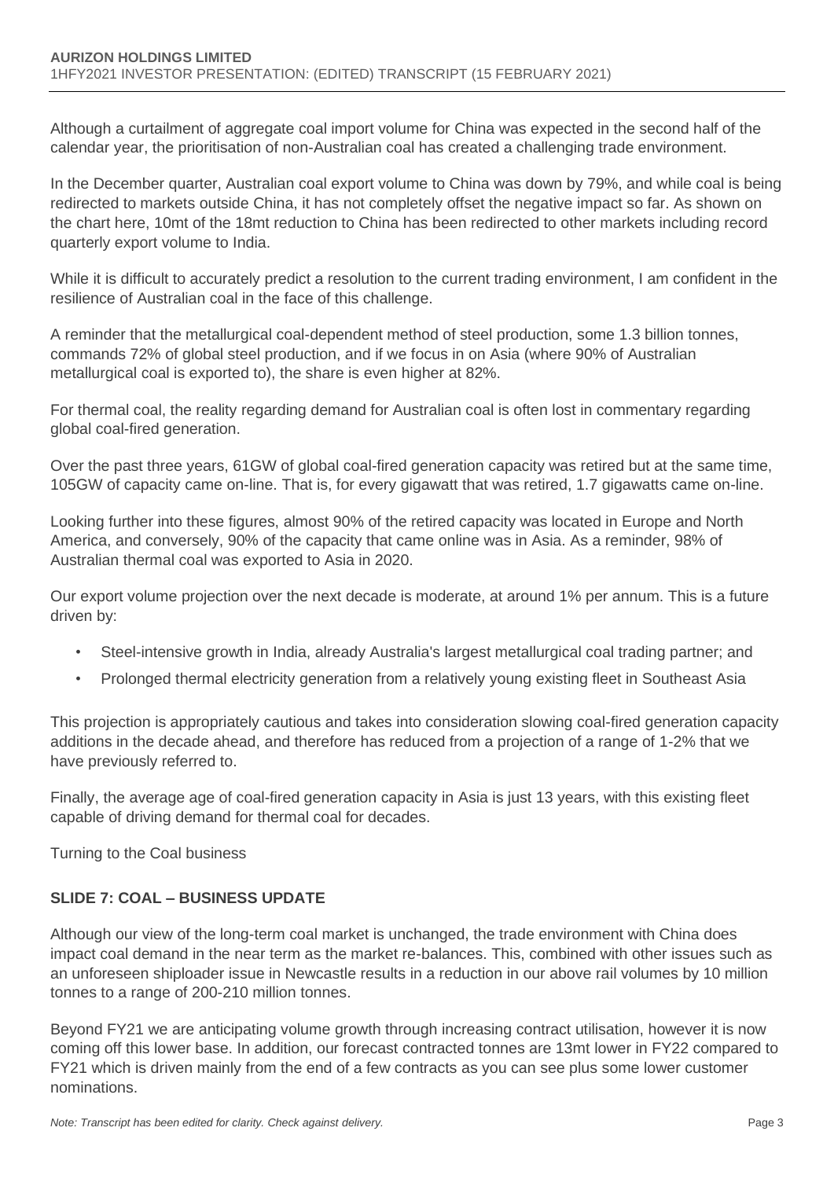Although a curtailment of aggregate coal import volume for China was expected in the second half of the calendar year, the prioritisation of non-Australian coal has created a challenging trade environment.

In the December quarter, Australian coal export volume to China was down by 79%, and while coal is being redirected to markets outside China, it has not completely offset the negative impact so far. As shown on the chart here, 10mt of the 18mt reduction to China has been redirected to other markets including record quarterly export volume to India.

While it is difficult to accurately predict a resolution to the current trading environment, I am confident in the resilience of Australian coal in the face of this challenge.

A reminder that the metallurgical coal-dependent method of steel production, some 1.3 billion tonnes, commands 72% of global steel production, and if we focus in on Asia (where 90% of Australian metallurgical coal is exported to), the share is even higher at 82%.

For thermal coal, the reality regarding demand for Australian coal is often lost in commentary regarding global coal-fired generation.

Over the past three years, 61GW of global coal-fired generation capacity was retired but at the same time, 105GW of capacity came on-line. That is, for every gigawatt that was retired, 1.7 gigawatts came on-line.

Looking further into these figures, almost 90% of the retired capacity was located in Europe and North America, and conversely, 90% of the capacity that came online was in Asia. As a reminder, 98% of Australian thermal coal was exported to Asia in 2020.

Our export volume projection over the next decade is moderate, at around 1% per annum. This is a future driven by:

- Steel-intensive growth in India, already Australia's largest metallurgical coal trading partner; and
- Prolonged thermal electricity generation from a relatively young existing fleet in Southeast Asia

This projection is appropriately cautious and takes into consideration slowing coal-fired generation capacity additions in the decade ahead, and therefore has reduced from a projection of a range of 1-2% that we have previously referred to.

Finally, the average age of coal-fired generation capacity in Asia is just 13 years, with this existing fleet capable of driving demand for thermal coal for decades.

Turning to the Coal business

## SLIDE 7: COAL – BUSINESS UPDATE

Although our view of the long-term coal market is unchanged, the trade environment with China does impact coal demand in the near term as the market re-balances. This, combined with other issues such as an unforeseen shiploader issue in Newcastle results in a reduction in our above rail volumes by 10 million tonnes to a range of 200-210 million tonnes.

Beyond FY21 we are anticipating volume growth through increasing contract utilisation, however it is now coming off this lower base. In addition, our forecast contracted tonnes are 13mt lower in FY22 compared to FY21 which is driven mainly from the end of a few contracts as you can see plus some lower customer nominations.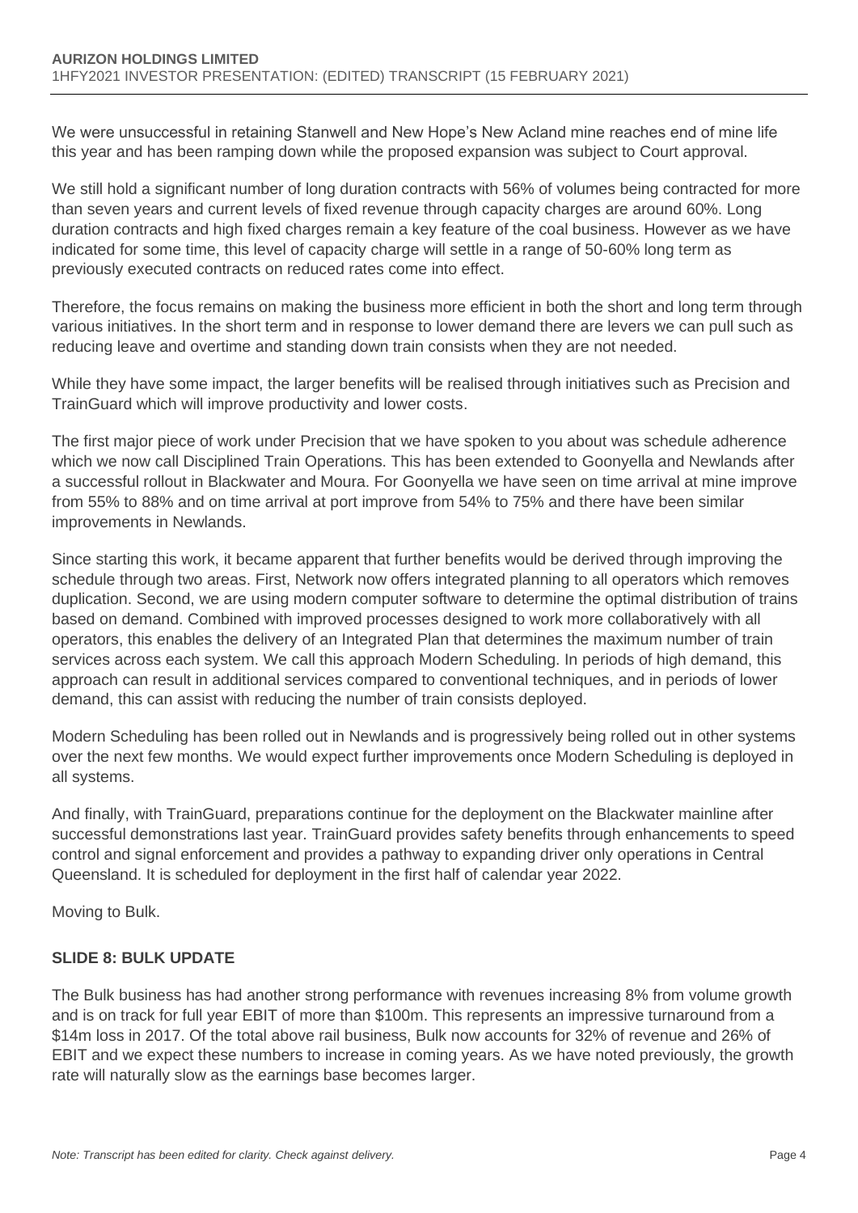We were unsuccessful in retaining Stanwell and New Hope's New Acland mine reaches end of mine life this year and has been ramping down while the proposed expansion was subject to Court approval.

We still hold a significant number of long duration contracts with 56% of volumes being contracted for more than seven years and current levels of fixed revenue through capacity charges are around 60%. Long duration contracts and high fixed charges remain a key feature of the coal business. However as we have indicated for some time, this level of capacity charge will settle in a range of 50-60% long term as previously executed contracts on reduced rates come into effect.

Therefore, the focus remains on making the business more efficient in both the short and long term through various initiatives. In the short term and in response to lower demand there are levers we can pull such as reducing leave and overtime and standing down train consists when they are not needed.

While they have some impact, the larger benefits will be realised through initiatives such as Precision and TrainGuard which will improve productivity and lower costs.

The first major piece of work under Precision that we have spoken to you about was schedule adherence which we now call Disciplined Train Operations. This has been extended to Goonyella and Newlands after a successful rollout in Blackwater and Moura. For Goonyella we have seen on time arrival at mine improve from 55% to 88% and on time arrival at port improve from 54% to 75% and there have been similar improvements in Newlands.

Since starting this work, it became apparent that further benefits would be derived through improving the schedule through two areas. First, Network now offers integrated planning to all operators which removes duplication. Second, we are using modern computer software to determine the optimal distribution of trains based on demand. Combined with improved processes designed to work more collaboratively with all operators, this enables the delivery of an Integrated Plan that determines the maximum number of train services across each system. We call this approach Modern Scheduling. In periods of high demand, this approach can result in additional services compared to conventional techniques, and in periods of lower demand, this can assist with reducing the number of train consists deployed.

Modern Scheduling has been rolled out in Newlands and is progressively being rolled out in other systems over the next few months. We would expect further improvements once Modern Scheduling is deployed in all systems.

And finally, with TrainGuard, preparations continue for the deployment on the Blackwater mainline after successful demonstrations last year. TrainGuard provides safety benefits through enhancements to speed control and signal enforcement and provides a pathway to expanding driver only operations in Central Queensland. It is scheduled for deployment in the first half of calendar year 2022.

Moving to Bulk.

**SLIDE 8: BULK UPDATE**

The Bulk business has had another strong performance with revenues increasing 8% from volume growth and is on track for full year EBIT of more than \$100m. This represents an impressive turnaround from a \$14m loss in 2017. Of the total above rail business, Bulk now accounts for 32% of revenue and 26% of EBIT and we expect these numbers to increase in coming years. As we have noted previously, the growth rate will naturally slow as the earnings base becomes larger.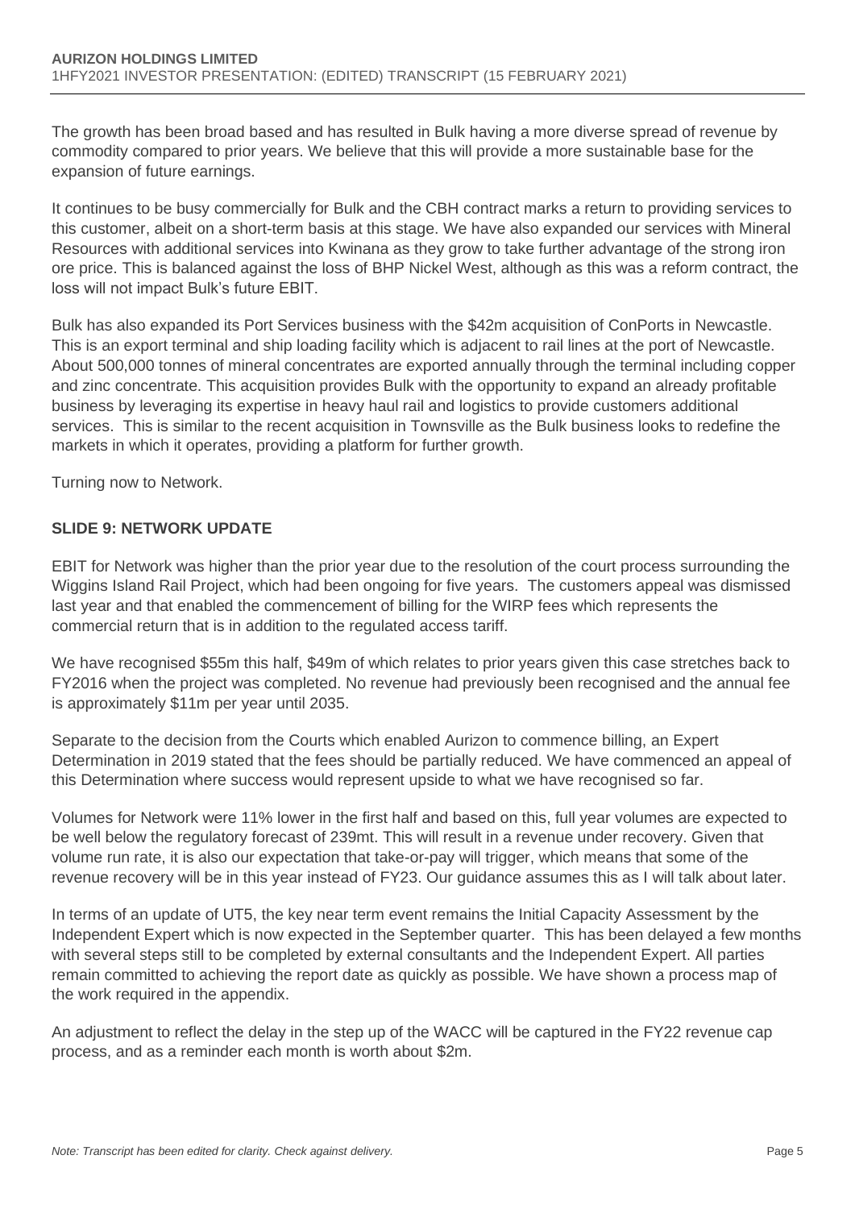The growth has been broad based and has resulted in Bulk having a more diverse spread of revenue by commodity compared to prior years. We believe that this will provide a more sustainable base for the expansion of future earnings.

It continues to be busy commercially for Bulk and the CBH contract marks a return to providing services to this customer, albeit on a short-term basis at this stage. We have also expanded our services with Mineral Resources with additional services into Kwinana as they grow to take further advantage of the strong iron ore price. This is balanced against the loss of BHP Nickel West, although as this was a reform contract, the loss will not impact Bulk's future EBIT.

Bulk has also expanded its Port Services business with the $42m acquisition of ConPorts in Newcastle. This is an export terminal and ship loading facility which is adjacent to rail lines at the port of Newcastle. About 500,000 tonnes of mineral concentrates are exported annually through the terminal including copper and zinc concentrate. This acquisition provides Bulk with the opportunity to expand an already profitable business by leveraging its expertise in heavy haul rail and logistics to provide customers additional services. This is similar to the recent acquisition in Townsville as the Bulk business looks to redefine the markets in which it operates, providing a platform for further growth.

Turning now to Network.

## SLIDE 9: NETWORK UPDATE

EBIT for Network was higher than the prior year due to the resolution of the court process surrounding the Wiggins Island Rail Project, which had been ongoing for five years. The customers appeal was dismissed last year and that enabled the commencement of billing for the WIRP fees which represents the commercial return that is in addition to the regulated access tariff.

We have recognised $55m this half, $49m of which relates to prior years given this case stretches back to FY2016 when the project was completed. No revenue had previously been recognised and the annual fee is approximately $11m per year until 2035.

Separate to the decision from the Courts which enabled Aurizon to commence billing, an Expert Determination in 2019 stated that the fees should be partially reduced. We have commenced an appeal of this Determination where success would represent upside to what we have recognised so far.

Volumes for Network were 11% lower in the first half and based on this, full year volumes are expected to be well below the regulatory forecast of 239mt. This will result in a revenue under recovery. Given that volume run rate, it is also our expectation that take-or-pay will trigger, which means that some of the revenue recovery will be in this year instead of FY23. Our guidance assumes this as I will talk about later.

In terms of an update of UT5, the key near term event remains the Initial Capacity Assessment by the Independent Expert which is now expected in the September quarter. This has been delayed a few months with several steps still to be completed by external consultants and the Independent Expert. All parties remain committed to achieving the report date as quickly as possible. We have shown a process map of the work required in the appendix.

An adjustment to reflect the delay in the step up of the WACC will be captured in the FY22 revenue cap process, and as a reminder each month is worth about $2m.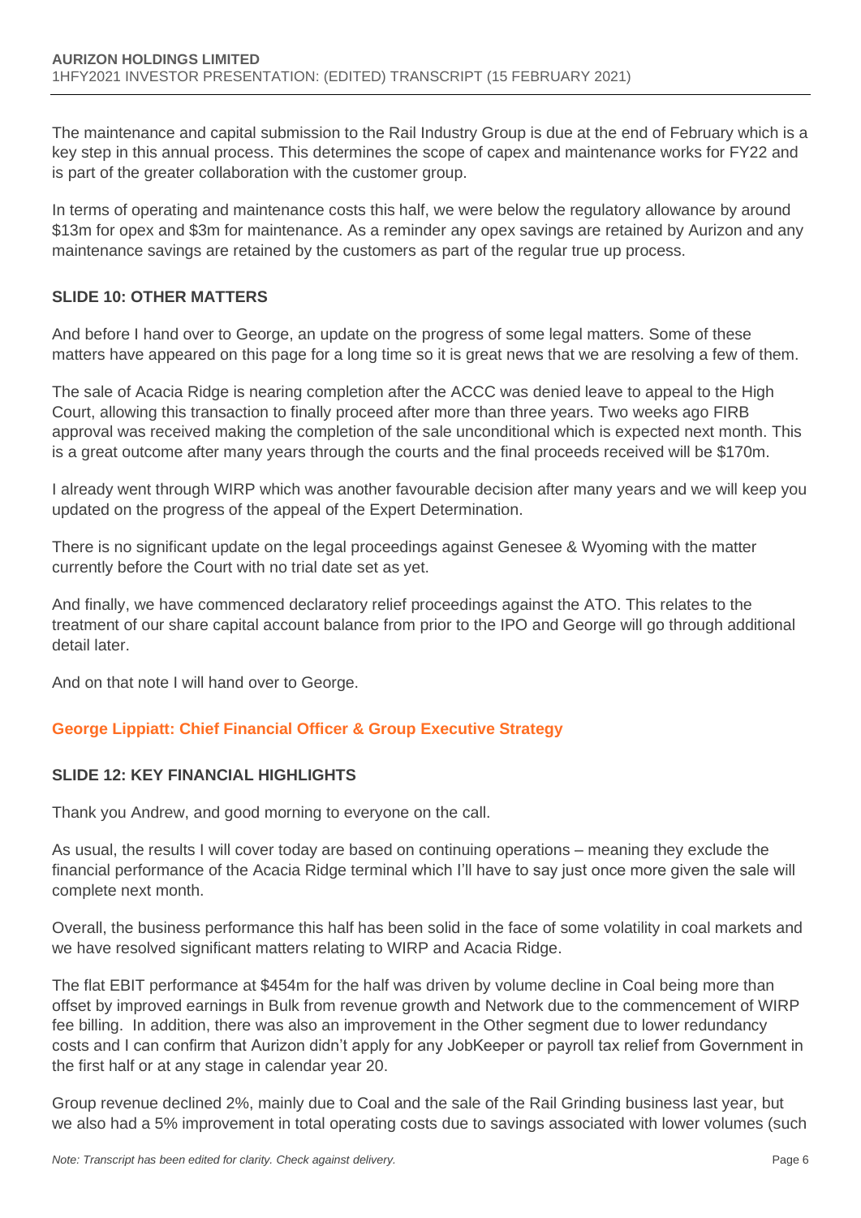The maintenance and capital submission to the Rail Industry Group is due at the end of February which is a key step in this annual process. This determines the scope of capex and maintenance works for FY22 and is part of the greater collaboration with the customer group.

In terms of operating and maintenance costs this half, we were below the regulatory allowance by around \$13m for opex and \$3m for maintenance. As a reminder any opex savings are retained by Aurizon and any maintenance savings are retained by the customers as part of the regular true up process.

### SLIDE 10: OTHER MATTERS

And before I hand over to George, an update on the progress of some legal matters. Some of these matters have appeared on this page for a long time so it is great news that we are resolving a few of them.

The sale of Acacia Ridge is nearing completion after the ACCC was denied leave to appeal to the High Court, allowing this transaction to finally proceed after more than three years. Two weeks ago FIRB approval was received making the completion of the sale unconditional which is expected next month. This is a great outcome after many years through the courts and the final proceeds received will be \$170m.

I already went through WIRP which was another favourable decision after many years and we will keep you updated on the progress of the appeal of the Expert Determination.

There is no significant update on the legal proceedings against Genesee & Wyoming with the matter currently before the Court with no trial date set as yet.

And finally, we have commenced declaratory relief proceedings against the ATO. This relates to the treatment of our share capital account balance from prior to the IPO and George will go through additional detail later.

And on that note I will hand over to George.

## George Lippiatt: Chief Financial Officer & Group Executive Strategy

### SLIDE 12: KEY FINANCIAL HIGHLIGHTS

Thank you Andrew, and good morning to everyone on the call.

As usual, the results I will cover today are based on continuing operations – meaning they exclude the financial performance of the Acacia Ridge terminal which I'll have to say just once more given the sale will complete next month.

Overall, the business performance this half has been solid in the face of some volatility in coal markets and we have resolved significant matters relating to WIRP and Acacia Ridge.

The flat EBIT performance at \$454m for the half was driven by volume decline in Coal being more than offset by improved earnings in Bulk from revenue growth and Network due to the commencement of WIRP fee billing. In addition, there was also an improvement in the Other segment due to lower redundancy costs and I can confirm that Aurizon didn't apply for any JobKeeper or payroll tax relief from Government in the first half or at any stage in calendar year 20.

Group revenue declined 2%, mainly due to Coal and the sale of the Rail Grinding business last year, but we also had a 5% improvement in total operating costs due to savings associated with lower volumes (such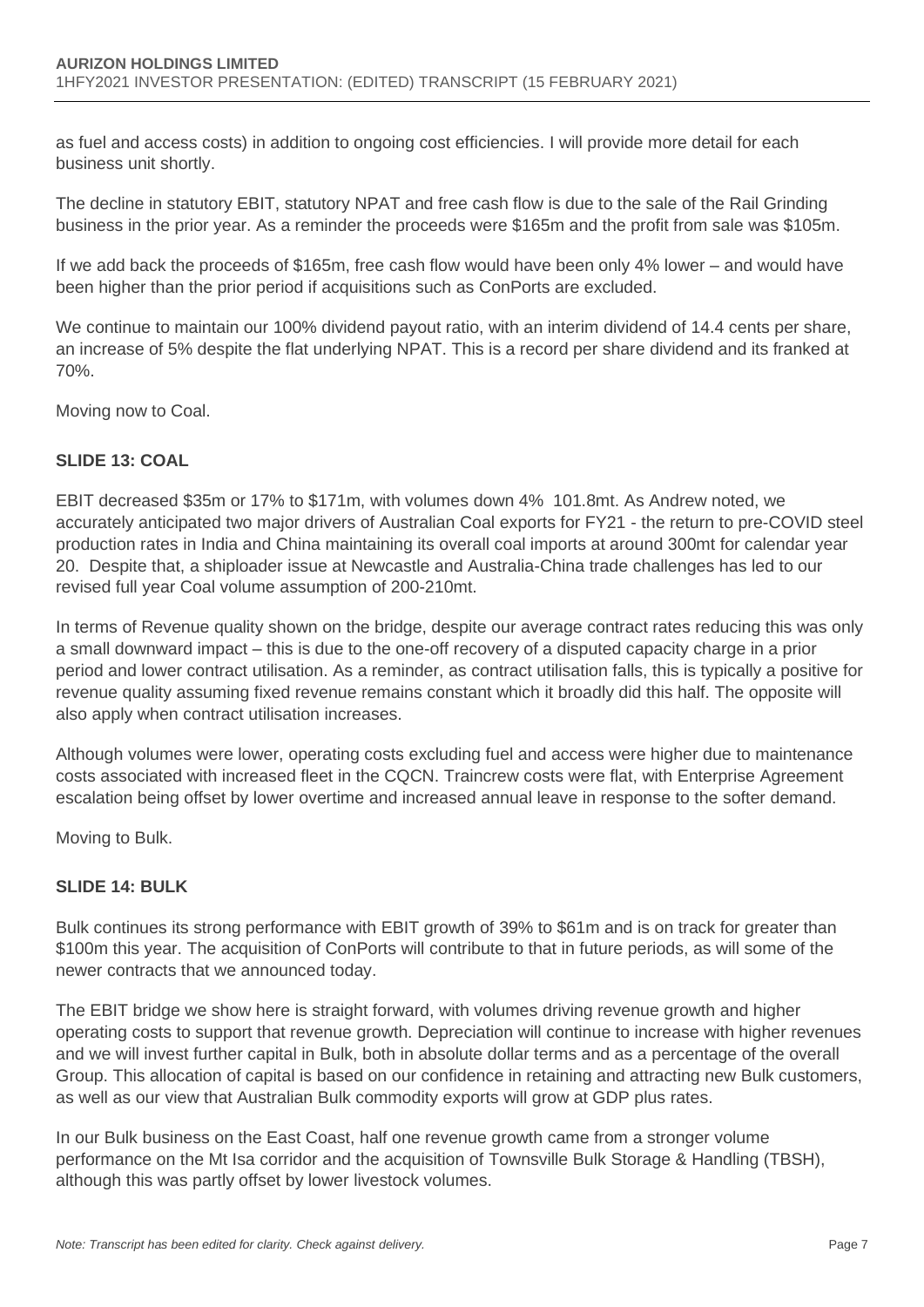as fuel and access costs) in addition to ongoing cost efficiencies. I will provide more detail for each business unit shortly.

The decline in statutory EBIT, statutory NPAT and free cash flow is due to the sale of the Rail Grinding business in the prior year. As a reminder the proceeds were $165m and the profit from sale was $105m.

If we add back the proceeds of $165m, free cash flow would have been only 4% lower – and would have been higher than the prior period if acquisitions such as ConPorts are excluded.

We continue to maintain our 100% dividend payout ratio, with an interim dividend of 14.4 cents per share, an increase of 5% despite the flat underlying NPAT. This is a record per share dividend and its franked at 70%.

Moving now to Coal.

### SLIDE 13: COAL

EBIT decreased $35m or 17% to $171m, with volumes down 4% 101.8mt. As Andrew noted, we accurately anticipated two major drivers of Australian Coal exports for FY21 - the return to pre-COVID steel production rates in India and China maintaining its overall coal imports at around 300mt for calendar year 20. Despite that, a shiploader issue at Newcastle and Australia-China trade challenges has led to our revised full year Coal volume assumption of 200-210mt.

In terms of Revenue quality shown on the bridge, despite our average contract rates reducing this was only a small downward impact – this is due to the one-off recovery of a disputed capacity charge in a prior period and lower contract utilisation. As a reminder, as contract utilisation falls, this is typically a positive for revenue quality assuming fixed revenue remains constant which it broadly did this half. The opposite will also apply when contract utilisation increases.

Although volumes were lower, operating costs excluding fuel and access were higher due to maintenance costs associated with increased fleet in the CQCN. Traincrew costs were flat, with Enterprise Agreement escalation being offset by lower overtime and increased annual leave in response to the softer demand.

Moving to Bulk.

### SLIDE 14: BULK

Bulk continues its strong performance with EBIT growth of 39% to $61m and is on track for greater than $100m this year. The acquisition of ConPorts will contribute to that in future periods, as will some of the newer contracts that we announced today.

The EBIT bridge we show here is straight forward, with volumes driving revenue growth and higher operating costs to support that revenue growth. Depreciation will continue to increase with higher revenues and we will invest further capital in Bulk, both in absolute dollar terms and as a percentage of the overall Group. This allocation of capital is based on our confidence in retaining and attracting new Bulk customers, as well as our view that Australian Bulk commodity exports will grow at GDP plus rates.

In our Bulk business on the East Coast, half one revenue growth came from a stronger volume performance on the Mt Isa corridor and the acquisition of Townsville Bulk Storage & Handling (TBSH), although this was partly offset by lower livestock volumes.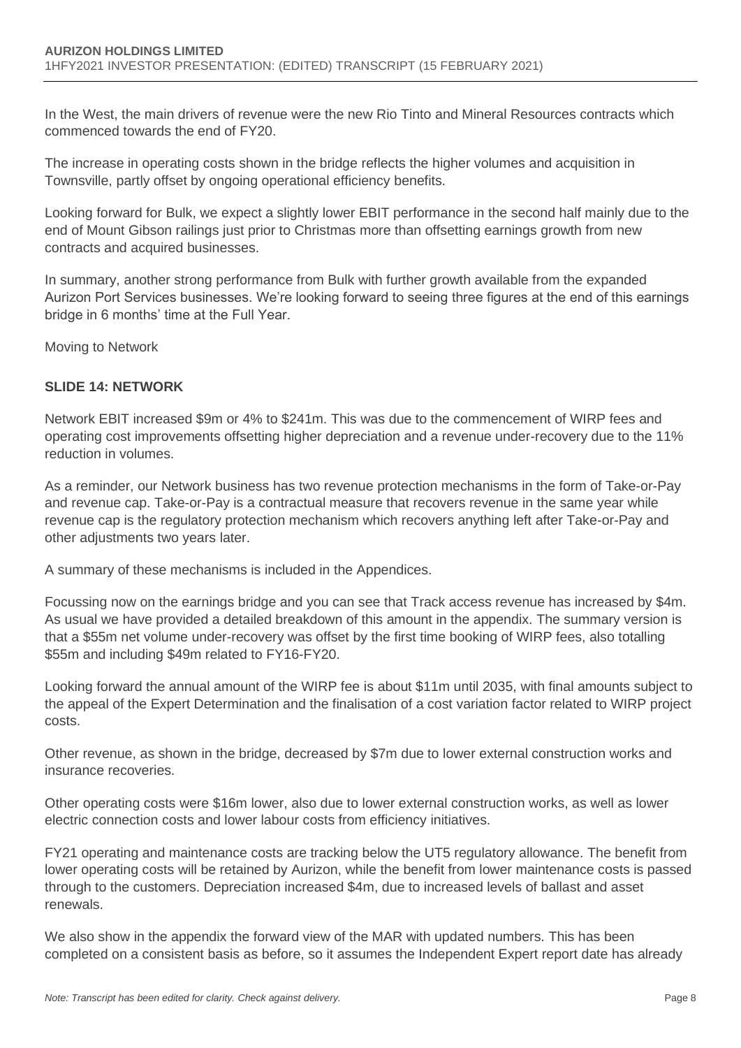In the West, the main drivers of revenue were the new Rio Tinto and Mineral Resources contracts which commenced towards the end of FY20.

The increase in operating costs shown in the bridge reflects the higher volumes and acquisition in Townsville, partly offset by ongoing operational efficiency benefits.

Looking forward for Bulk, we expect a slightly lower EBIT performance in the second half mainly due to the end of Mount Gibson railings just prior to Christmas more than offsetting earnings growth from new contracts and acquired businesses.

In summary, another strong performance from Bulk with further growth available from the expanded Aurizon Port Services businesses. We're looking forward to seeing three figures at the end of this earnings bridge in 6 months' time at the Full Year.

Moving to Network

## SLIDE 14: NETWORK

Network EBIT increased $9m or 4% to $241m. This was due to the commencement of WIRP fees and operating cost improvements offsetting higher depreciation and a revenue under-recovery due to the 11% reduction in volumes.

As a reminder, our Network business has two revenue protection mechanisms in the form of Take-or-Pay and revenue cap. Take-or-Pay is a contractual measure that recovers revenue in the same year while revenue cap is the regulatory protection mechanism which recovers anything left after Take-or-Pay and other adjustments two years later.

A summary of these mechanisms is included in the Appendices.

Focussing now on the earnings bridge and you can see that Track access revenue has increased by $4m. As usual we have provided a detailed breakdown of this amount in the appendix. The summary version is that a $55m net volume under-recovery was offset by the first time booking of WIRP fees, also totalling $55m and including $49m related to FY16-FY20.

Looking forward the annual amount of the WIRP fee is about $11m until 2035, with final amounts subject to the appeal of the Expert Determination and the finalisation of a cost variation factor related to WIRP project costs.

Other revenue, as shown in the bridge, decreased by $7m due to lower external construction works and insurance recoveries.

Other operating costs were $16m lower, also due to lower external construction works, as well as lower electric connection costs and lower labour costs from efficiency initiatives.

FY21 operating and maintenance costs are tracking below the UT5 regulatory allowance. The benefit from lower operating costs will be retained by Aurizon, while the benefit from lower maintenance costs is passed through to the customers. Depreciation increased $4m, due to increased levels of ballast and asset renewals.

We also show in the appendix the forward view of the MAR with updated numbers. This has been completed on a consistent basis as before, so it assumes the Independent Expert report date has already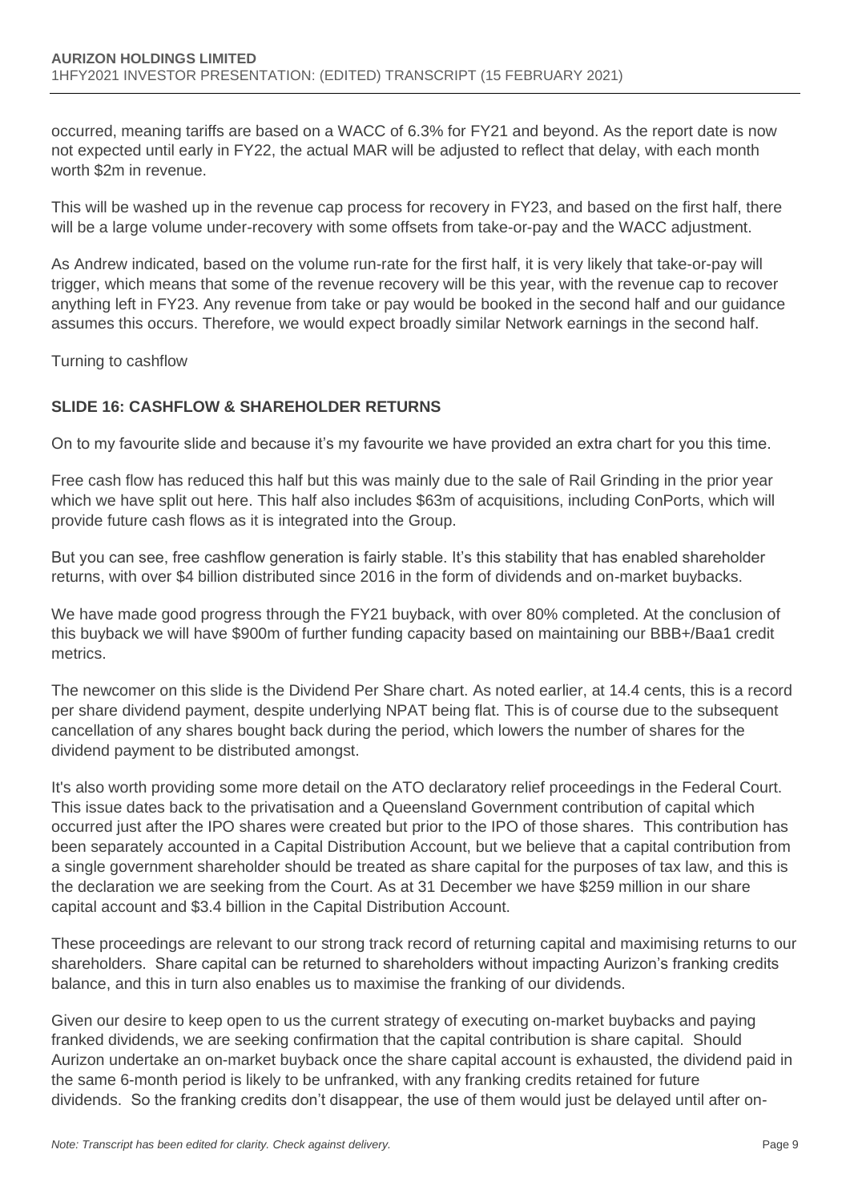occurred, meaning tariffs are based on a WACC of 6.3% for FY21 and beyond. As the report date is now not expected until early in FY22, the actual MAR will be adjusted to reflect that delay, with each month worth $2m in revenue.

This will be washed up in the revenue cap process for recovery in FY23, and based on the first half, there will be a large volume under-recovery with some offsets from take-or-pay and the WACC adjustment.

As Andrew indicated, based on the volume run-rate for the first half, it is very likely that take-or-pay will trigger, which means that some of the revenue recovery will be this year, with the revenue cap to recover anything left in FY23. Any revenue from take or pay would be booked in the second half and our guidance assumes this occurs. Therefore, we would expect broadly similar Network earnings in the second half.

Turning to cashflow

### SLIDE 16: CASHFLOW & SHAREHOLDER RETURNS

On to my favourite slide and because it's my favourite we have provided an extra chart for you this time.

Free cash flow has reduced this half but this was mainly due to the sale of Rail Grinding in the prior year which we have split out here. This half also includes $63m of acquisitions, including ConPorts, which will provide future cash flows as it is integrated into the Group.

But you can see, free cashflow generation is fairly stable. It's this stability that has enabled shareholder returns, with over $4 billion distributed since 2016 in the form of dividends and on-market buybacks.

We have made good progress through the FY21 buyback, with over 80% completed. At the conclusion of this buyback we will have $900m of further funding capacity based on maintaining our BBB+/Baa1 credit metrics.

The newcomer on this slide is the Dividend Per Share chart. As noted earlier, at 14.4 cents, this is a record per share dividend payment, despite underlying NPAT being flat. This is of course due to the subsequent cancellation of any shares bought back during the period, which lowers the number of shares for the dividend payment to be distributed amongst.

It's also worth providing some more detail on the ATO declaratory relief proceedings in the Federal Court. This issue dates back to the privatisation and a Queensland Government contribution of capital which occurred just after the IPO shares were created but prior to the IPO of those shares. This contribution has been separately accounted in a Capital Distribution Account, but we believe that a capital contribution from a single government shareholder should be treated as share capital for the purposes of tax law, and this is the declaration we are seeking from the Court. As at 31 December we have $259 million in our share capital account and $3.4 billion in the Capital Distribution Account.

These proceedings are relevant to our strong track record of returning capital and maximising returns to our shareholders. Share capital can be returned to shareholders without impacting Aurizon's franking credits balance, and this in turn also enables us to maximise the franking of our dividends.

Given our desire to keep open to us the current strategy of executing on-market buybacks and paying franked dividends, we are seeking confirmation that the capital contribution is share capital. Should Aurizon undertake an on-market buyback once the share capital account is exhausted, the dividend paid in the same 6-month period is likely to be unfranked, with any franking credits retained for future dividends. So the franking credits don't disappear, the use of them would just be delayed until after on-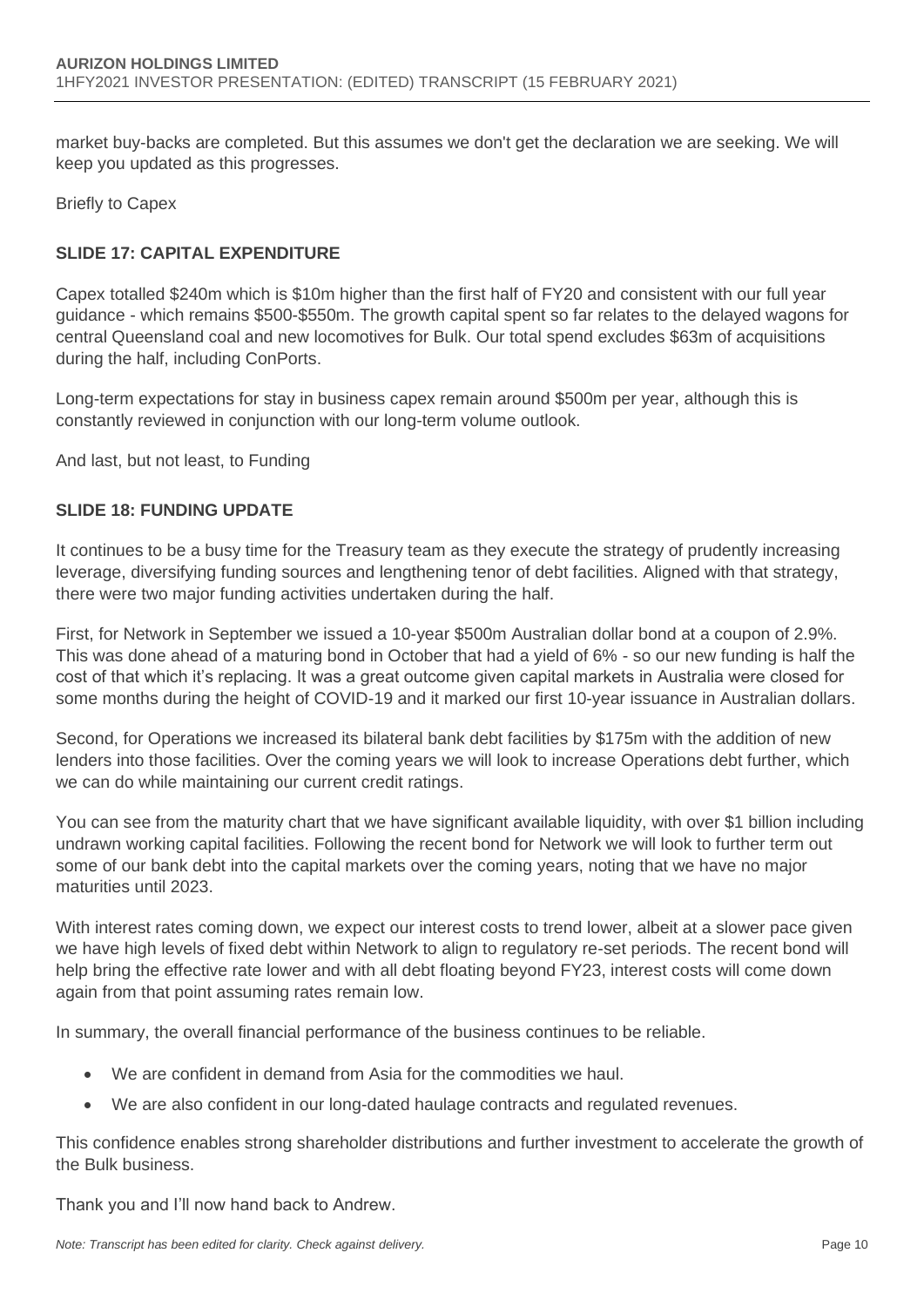market buy-backs are completed. But this assumes we don't get the declaration we are seeking. We will keep you updated as this progresses.

Briefly to Capex

### SLIDE 17: CAPITAL EXPENDITURE

Capex totalled $240m which is $10m higher than the first half of FY20 and consistent with our full year guidance - which remains $500-$550m. The growth capital spent so far relates to the delayed wagons for central Queensland coal and new locomotives for Bulk. Our total spend excludes $63m of acquisitions during the half, including ConPorts.

Long-term expectations for stay in business capex remain around $500m per year, although this is constantly reviewed in conjunction with our long-term volume outlook.

And last, but not least, to Funding

### SLIDE 18: FUNDING UPDATE

It continues to be a busy time for the Treasury team as they execute the strategy of prudently increasing leverage, diversifying funding sources and lengthening tenor of debt facilities. Aligned with that strategy, there were two major funding activities undertaken during the half.

First, for Network in September we issued a 10-year $500m Australian dollar bond at a coupon of 2.9%. This was done ahead of a maturing bond in October that had a yield of 6% - so our new funding is half the cost of that which it's replacing. It was a great outcome given capital markets in Australia were closed for some months during the height of COVID-19 and it marked our first 10-year issuance in Australian dollars.

Second, for Operations we increased its bilateral bank debt facilities by $175m with the addition of new lenders into those facilities. Over the coming years we will look to increase Operations debt further, which we can do while maintaining our current credit ratings.

You can see from the maturity chart that we have significant available liquidity, with over $1 billion including undrawn working capital facilities. Following the recent bond for Network we will look to further term out some of our bank debt into the capital markets over the coming years, noting that we have no major maturities until 2023.

With interest rates coming down, we expect our interest costs to trend lower, albeit at a slower pace given we have high levels of fixed debt within Network to align to regulatory re-set periods. The recent bond will help bring the effective rate lower and with all debt floating beyond FY23, interest costs will come down again from that point assuming rates remain low.

In summary, the overall financial performance of the business continues to be reliable.

- We are confident in demand from Asia for the commodities we haul.
- We are also confident in our long-dated haulage contracts and regulated revenues.

This confidence enables strong shareholder distributions and further investment to accelerate the growth of the Bulk business.

Thank you and I'll now hand back to Andrew.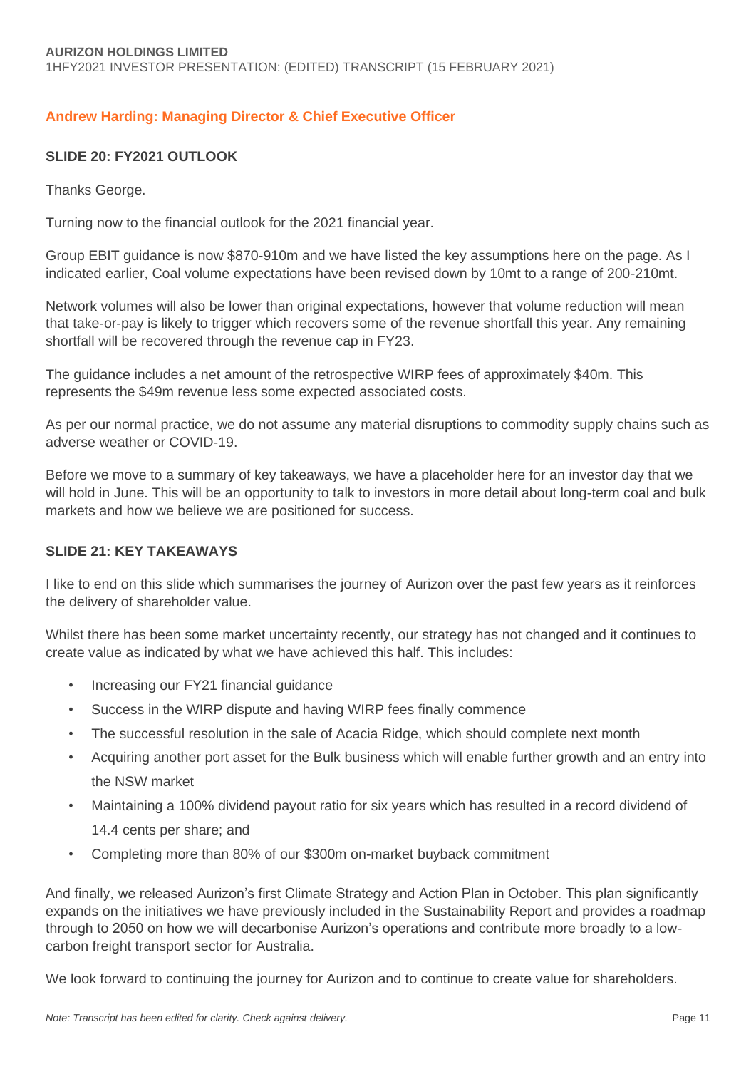### Andrew Harding: Managing Director & Chief Executive Officer

#### SLIDE 20: FY2021 OUTLOOK

Thanks George.

Turning now to the financial outlook for the 2021 financial year.

Group EBIT guidance is now $870-910m and we have listed the key assumptions here on the page. As I indicated earlier, Coal volume expectations have been revised down by 10mt to a range of 200-210mt.

Network volumes will also be lower than original expectations, however that volume reduction will mean that take-or-pay is likely to trigger which recovers some of the revenue shortfall this year. Any remaining shortfall will be recovered through the revenue cap in FY23.

The guidance includes a net amount of the retrospective WIRP fees of approximately $40m. This represents the $49m revenue less some expected associated costs.

As per our normal practice, we do not assume any material disruptions to commodity supply chains such as adverse weather or COVID-19.

Before we move to a summary of key takeaways, we have a placeholder here for an investor day that we will hold in June. This will be an opportunity to talk to investors in more detail about long-term coal and bulk markets and how we believe we are positioned for success.

#### SLIDE 21: KEY TAKEAWAYS

I like to end on this slide which summarises the journey of Aurizon over the past few years as it reinforces the delivery of shareholder value.

Whilst there has been some market uncertainty recently, our strategy has not changed and it continues to create value as indicated by what we have achieved this half. This includes:

- Increasing our FY21 financial guidance
- Success in the WIRP dispute and having WIRP fees finally commence
- The successful resolution in the sale of Acacia Ridge, which should complete next month
- Acquiring another port asset for the Bulk business which will enable further growth and an entry into the NSW market
- Maintaining a 100% dividend payout ratio for six years which has resulted in a record dividend of 14.4 cents per share; and
- Completing more than 80% of our $300m on-market buyback commitment

And finally, we released Aurizon's first Climate Strategy and Action Plan in October. This plan significantly expands on the initiatives we have previously included in the Sustainability Report and provides a roadmap through to 2050 on how we will decarbonise Aurizon's operations and contribute more broadly to a low-carbon freight transport sector for Australia.

We look forward to continuing the journey for Aurizon and to continue to create value for shareholders.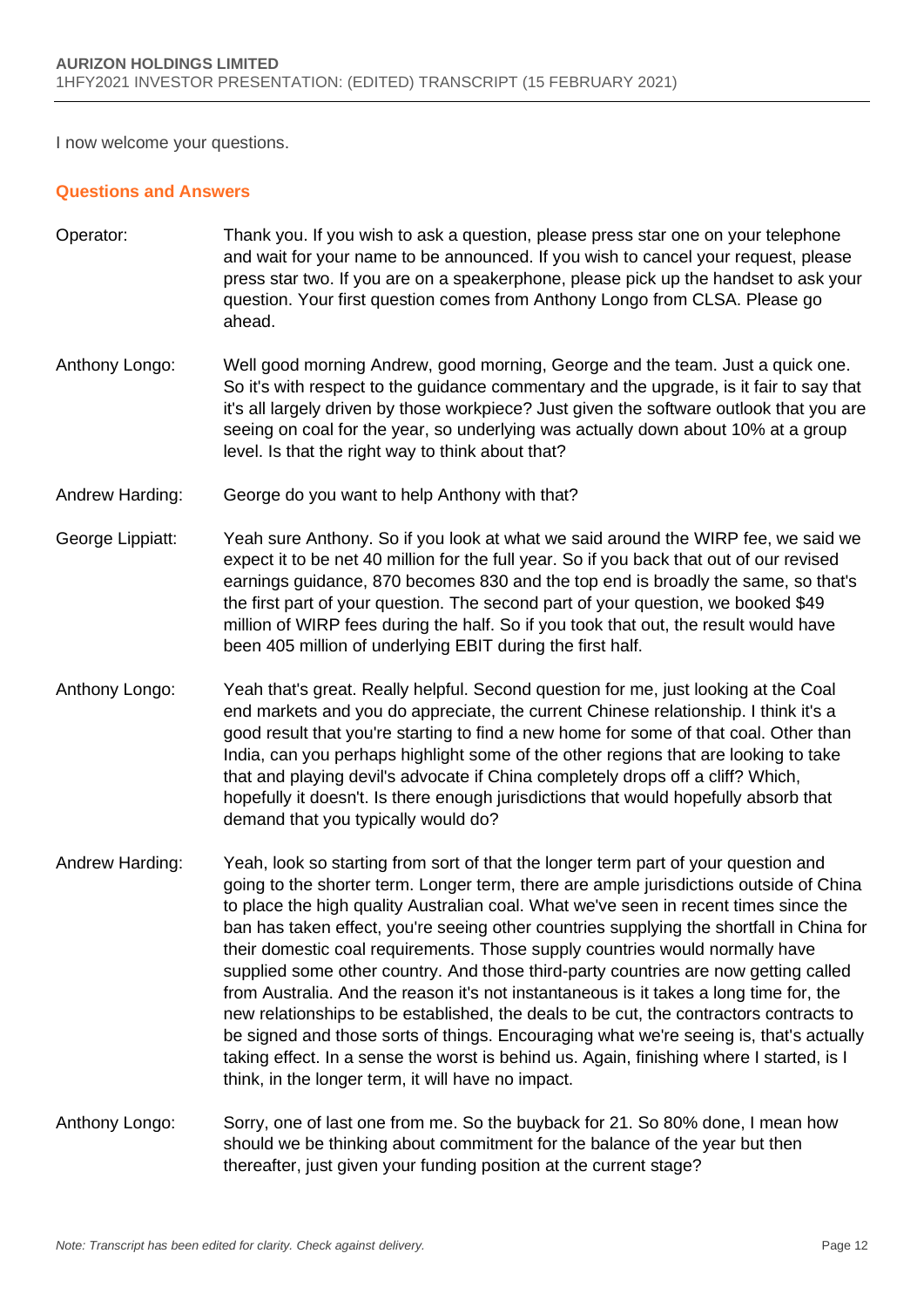I now welcome your questions.

## Questions and Answers

**Operator:** Thank you. If you wish to ask a question, please press star one on your telephone and wait for your name to be announced. If you wish to cancel your request, please press star two. If you are on a speakerphone, please pick up the handset to ask your question. Your first question comes from Anthony Longo from CLSA. Please go ahead.

**Anthony Longo:** Well good morning Andrew, good morning, George and the team. Just a quick one. So it's with respect to the guidance commentary and the upgrade, is it fair to say that it's all largely driven by those workpiece? Just given the software outlook that you are seeing on coal for the year, so underlying was actually down about 10% at a group level. Is that the right way to think about that?

**Andrew Harding:** George do you want to help Anthony with that?

**George Lippiatt:** Yeah sure Anthony. So if you look at what we said around the WIRP fee, we said we expect it to be net 40 million for the full year. So if you back that out of our revised earnings guidance, 870 becomes 830 and the top end is broadly the same, so that's the first part of your question. The second part of your question, we booked $49 million of WIRP fees during the half. So if you took that out, the result would have been 405 million of underlying EBIT during the first half.

**Anthony Longo:** Yeah that's great. Really helpful. Second question for me, just looking at the Coal end markets and you do appreciate, the current Chinese relationship. I think it's a good result that you're starting to find a new home for some of that coal. Other than India, can you perhaps highlight some of the other regions that are looking to take that and playing devil's advocate if China completely drops off a cliff? Which, hopefully it doesn't. Is there enough jurisdictions that would hopefully absorb that demand that you typically would do?

**Andrew Harding:** Yeah, look so starting from sort of that the longer term part of your question and going to the shorter term. Longer term, there are ample jurisdictions outside of China to place the high quality Australian coal. What we've seen in recent times since the ban has taken effect, you're seeing other countries supplying the shortfall in China for their domestic coal requirements. Those supply countries would normally have supplied some other country. And those third-party countries are now getting called from Australia. And the reason it's not instantaneous is it takes a long time for, the new relationships to be established, the deals to be cut, the contractors contracts to be signed and those sorts of things. Encouraging what we're seeing is, that's actually taking effect. In a sense the worst is behind us. Again, finishing where I started, is I think, in the longer term, it will have no impact.

**Anthony Longo:** Sorry, one of last one from me. So the buyback for 21. So 80% done, I mean how should we be thinking about commitment for the balance of the year but then thereafter, just given your funding position at the current stage?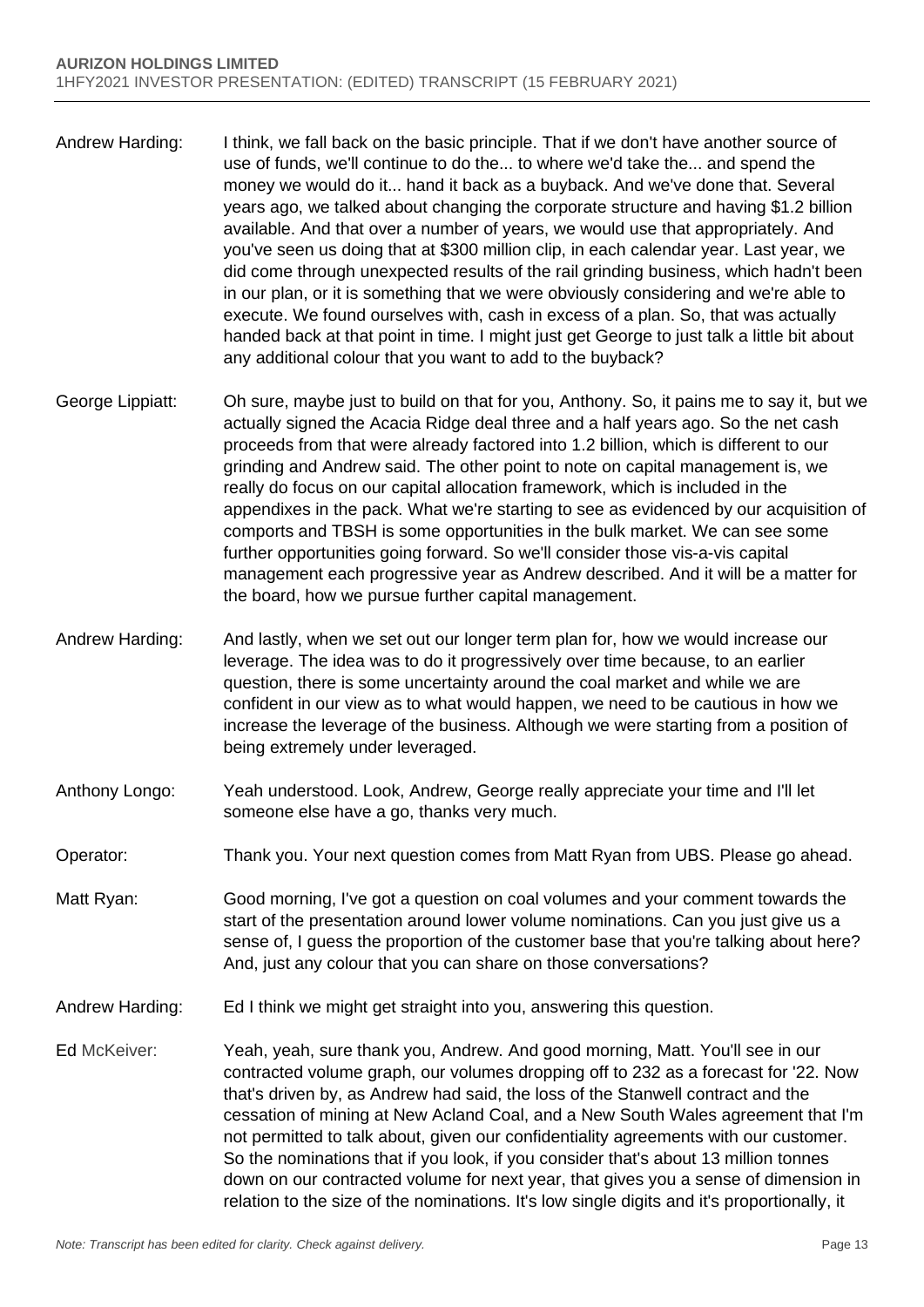**Andrew Harding:** I think, we fall back on the basic principle. That if we don't have another source of use of funds, we'll continue to do the... to where we'd take the... and spend the money we would do it... hand it back as a buyback. And we've done that. Several years ago, we talked about changing the corporate structure and having $1.2 billion available. And that over a number of years, we would use that appropriately. And you've seen us doing that at $300 million clip, in each calendar year. Last year, we did come through unexpected results of the rail grinding business, which hadn't been in our plan, or it is something that we were obviously considering and we're able to execute. We found ourselves with, cash in excess of a plan. So, that was actually handed back at that point in time. I might just get George to just talk a little bit about any additional colour that you want to add to the buyback?

**George Lippiatt:** Oh sure, maybe just to build on that for you, Anthony. So, it pains me to say it, but we actually signed the Acacia Ridge deal three and a half years ago. So the net cash proceeds from that were already factored into 1.2 billion, which is different to our grinding and Andrew said. The other point to note on capital management is, we really do focus on our capital allocation framework, which is included in the appendixes in the pack. What we're starting to see as evidenced by our acquisition of comports and TBSH is some opportunities in the bulk market. We can see some further opportunities going forward. So we'll consider those vis-a-vis capital management each progressive year as Andrew described. And it will be a matter for the board, how we pursue further capital management.

**Andrew Harding:** And lastly, when we set out our longer term plan for, how we would increase our leverage. The idea was to do it progressively over time because, to an earlier question, there is some uncertainty around the coal market and while we are confident in our view as to what would happen, we need to be cautious in how we increase the leverage of the business. Although we were starting from a position of being extremely under leveraged.

**Anthony Longo:** Yeah understood. Look, Andrew, George really appreciate your time and I'll let someone else have a go, thanks very much.

**Operator:** Thank you. Your next question comes from Matt Ryan from UBS. Please go ahead.

**Matt Ryan:** Good morning, I've got a question on coal volumes and your comment towards the start of the presentation around lower volume nominations. Can you just give us a sense of, I guess the proportion of the customer base that you're talking about here? And, just any colour that you can share on those conversations?

**Andrew Harding:** Ed I think we might get straight into you, answering this question.

**Ed McKeiver:** Yeah, yeah, sure thank you, Andrew. And good morning, Matt. You'll see in our contracted volume graph, our volumes dropping off to 232 as a forecast for '22. Now that's driven by, as Andrew had said, the loss of the Stanwell contract and the cessation of mining at New Acland Coal, and a New South Wales agreement that I'm not permitted to talk about, given our confidentiality agreements with our customer. So the nominations that if you look, if you consider that's about 13 million tonnes down on our contracted volume for next year, that gives you a sense of dimension in relation to the size of the nominations. It's low single digits and it's proportionally, it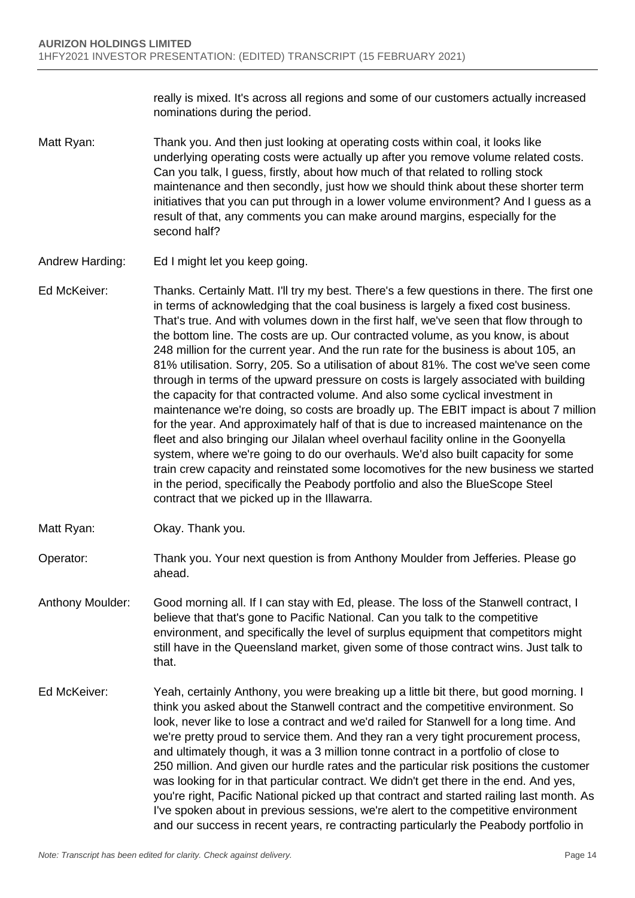really is mixed. It's across all regions and some of our customers actually increased nominations during the period.

Matt Ryan: Thank you. And then just looking at operating costs within coal, it looks like underlying operating costs were actually up after you remove volume related costs. Can you talk, I guess, firstly, about how much of that related to rolling stock maintenance and then secondly, just how we should think about these shorter term initiatives that you can put through in a lower volume environment? And I guess as a result of that, any comments you can make around margins, especially for the second half?

Andrew Harding: Ed I might let you keep going.

Ed McKeiver: Thanks. Certainly Matt. I'll try my best. There's a few questions in there. The first one in terms of acknowledging that the coal business is largely a fixed cost business. That's true. And with volumes down in the first half, we've seen that flow through to the bottom line. The costs are up. Our contracted volume, as you know, is about 248 million for the current year. And the run rate for the business is about 105, an 81% utilisation. Sorry, 205. So a utilisation of about 81%. The cost we've seen come through in terms of the upward pressure on costs is largely associated with building the capacity for that contracted volume. And also some cyclical investment in maintenance we're doing, so costs are broadly up. The EBIT impact is about 7 million for the year. And approximately half of that is due to increased maintenance on the fleet and also bringing our Jilalan wheel overhaul facility online in the Goonyella system, where we're going to do our overhauls. We'd also built capacity for some train crew capacity and reinstated some locomotives for the new business we started in the period, specifically the Peabody portfolio and also the BlueScope Steel contract that we picked up in the Illawarra.

Matt Ryan: Okay. Thank you.

Operator: Thank you. Your next question is from Anthony Moulder from Jefferies. Please go ahead.

Anthony Moulder: Good morning all. If I can stay with Ed, please. The loss of the Stanwell contract, I believe that that's gone to Pacific National. Can you talk to the competitive environment, and specifically the level of surplus equipment that competitors might still have in the Queensland market, given some of those contract wins. Just talk to that.

Ed McKeiver: Yeah, certainly Anthony, you were breaking up a little bit there, but good morning. I think you asked about the Stanwell contract and the competitive environment. So look, never like to lose a contract and we'd railed for Stanwell for a long time. And we're pretty proud to service them. And they ran a very tight procurement process, and ultimately though, it was a 3 million tonne contract in a portfolio of close to 250 million. And given our hurdle rates and the particular risk positions the customer was looking for in that particular contract. We didn't get there in the end. And yes, you're right, Pacific National picked up that contract and started railing last month. As I've spoken about in previous sessions, we're alert to the competitive environment and our success in recent years, re contracting particularly the Peabody portfolio in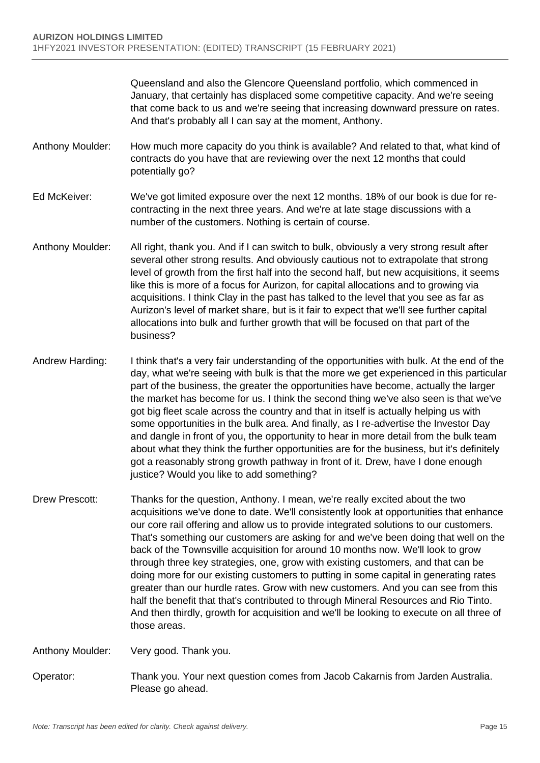Queensland and also the Glencore Queensland portfolio, which commenced in January, that certainly has displaced some competitive capacity. And we're seeing that come back to us and we're seeing that increasing downward pressure on rates. And that's probably all I can say at the moment, Anthony.

Anthony Moulder: How much more capacity do you think is available? And related to that, what kind of contracts do you have that are reviewing over the next 12 months that could potentially go?

Ed McKeiver: We've got limited exposure over the next 12 months. 18% of our book is due for re-contracting in the next three years. And we're at late stage discussions with a number of the customers. Nothing is certain of course.

Anthony Moulder: All right, thank you. And if I can switch to bulk, obviously a very strong result after several other strong results. And obviously cautious not to extrapolate that strong level of growth from the first half into the second half, but new acquisitions, it seems like this is more of a focus for Aurizon, for capital allocations and to growing via acquisitions. I think Clay in the past has talked to the level that you see as far as Aurizon's level of market share, but is it fair to expect that we'll see further capital allocations into bulk and further growth that will be focused on that part of the business?

Andrew Harding: I think that's a very fair understanding of the opportunities with bulk. At the end of the day, what we're seeing with bulk is that the more we get experienced in this particular part of the business, the greater the opportunities have become, actually the larger the market has become for us. I think the second thing we've also seen is that we've got big fleet scale across the country and that in itself is actually helping us with some opportunities in the bulk area. And finally, as I re-advertise the Investor Day and dangle in front of you, the opportunity to hear in more detail from the bulk team about what they think the further opportunities are for the business, but it's definitely got a reasonably strong growth pathway in front of it. Drew, have I done enough justice? Would you like to add something?

Drew Prescott: Thanks for the question, Anthony. I mean, we're really excited about the two acquisitions we've done to date. We'll consistently look at opportunities that enhance our core rail offering and allow us to provide integrated solutions to our customers. That's something our customers are asking for and we've been doing that well on the back of the Townsville acquisition for around 10 months now. We'll look to grow through three key strategies, one, grow with existing customers, and that can be doing more for our existing customers to putting in some capital in generating rates greater than our hurdle rates. Grow with new customers. And you can see from this half the benefit that that's contributed to through Mineral Resources and Rio Tinto. And then thirdly, growth for acquisition and we'll be looking to execute on all three of those areas.

Anthony Moulder: Very good. Thank you.

Operator: Thank you. Your next question comes from Jacob Cakarnis from Jarden Australia. Please go ahead.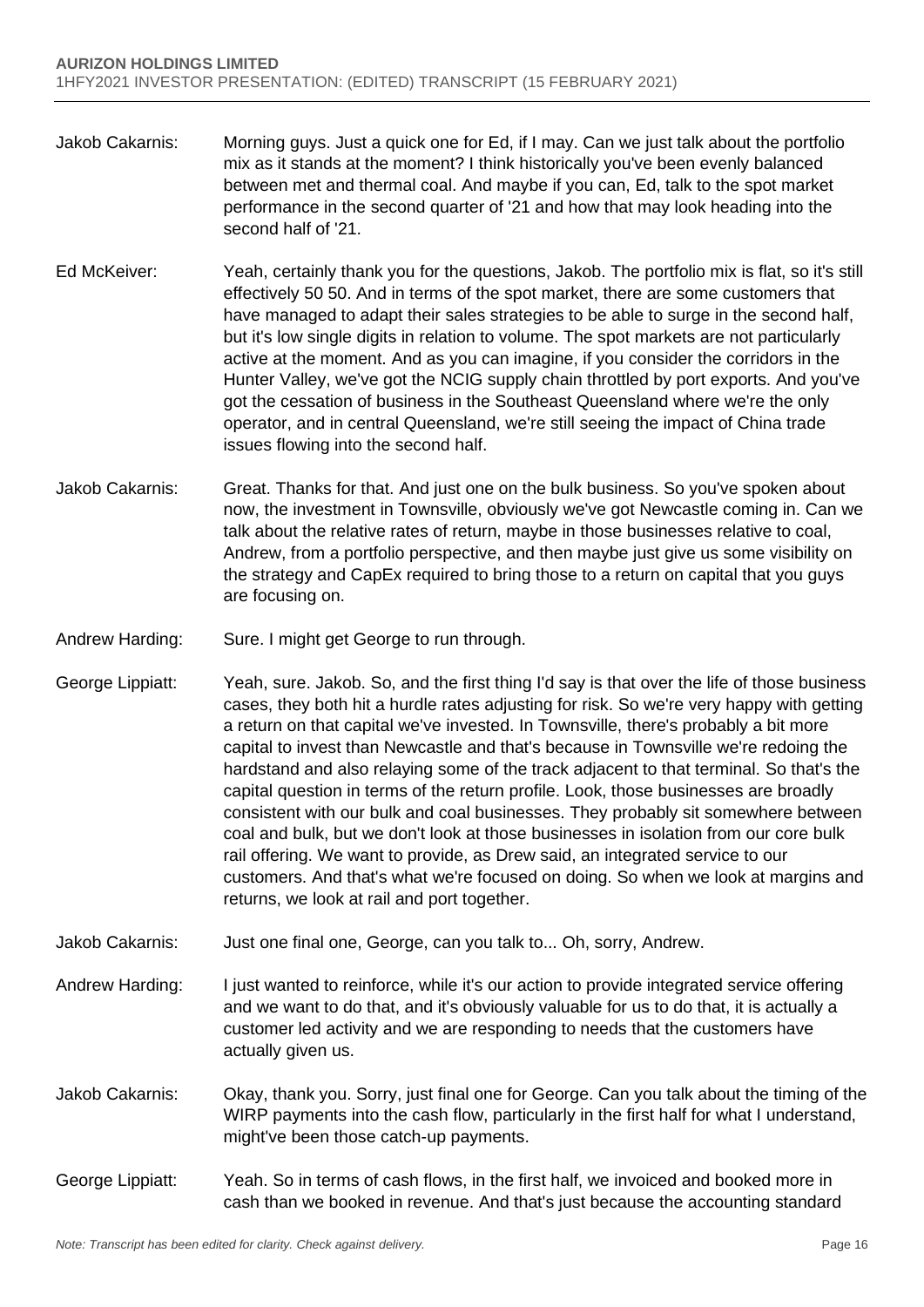Jakob Cakarnis: Morning guys. Just a quick one for Ed, if I may. Can we just talk about the portfolio mix as it stands at the moment? I think historically you've been evenly balanced between met and thermal coal. And maybe if you can, Ed, talk to the spot market performance in the second quarter of '21 and how that may look heading into the second half of '21.

Ed McKeiver: Yeah, certainly thank you for the questions, Jakob. The portfolio mix is flat, so it's still effectively 50 50. And in terms of the spot market, there are some customers that have managed to adapt their sales strategies to be able to surge in the second half, but it's low single digits in relation to volume. The spot markets are not particularly active at the moment. And as you can imagine, if you consider the corridors in the Hunter Valley, we've got the NCIG supply chain throttled by port exports. And you've got the cessation of business in the Southeast Queensland where we're the only operator, and in central Queensland, we're still seeing the impact of China trade issues flowing into the second half.

Jakob Cakarnis: Great. Thanks for that. And just one on the bulk business. So you've spoken about now, the investment in Townsville, obviously we've got Newcastle coming in. Can we talk about the relative rates of return, maybe in those businesses relative to coal, Andrew, from a portfolio perspective, and then maybe just give us some visibility on the strategy and CapEx required to bring those to a return on capital that you guys are focusing on.

Andrew Harding: Sure. I might get George to run through.

George Lippiatt: Yeah, sure. Jakob. So, and the first thing I'd say is that over the life of those business cases, they both hit a hurdle rates adjusting for risk. So we're very happy with getting a return on that capital we've invested. In Townsville, there's probably a bit more capital to invest than Newcastle and that's because in Townsville we're redoing the hardstand and also relaying some of the track adjacent to that terminal. So that's the capital question in terms of the return profile. Look, those businesses are broadly consistent with our bulk and coal businesses. They probably sit somewhere between coal and bulk, but we don't look at those businesses in isolation from our core bulk rail offering. We want to provide, as Drew said, an integrated service to our customers. And that's what we're focused on doing. So when we look at margins and returns, we look at rail and port together.

Jakob Cakarnis: Just one final one, George, can you talk to... Oh, sorry, Andrew.

Andrew Harding: I just wanted to reinforce, while it's our action to provide integrated service offering and we want to do that, and it's obviously valuable for us to do that, it is actually a customer led activity and we are responding to needs that the customers have actually given us.

Jakob Cakarnis: Okay, thank you. Sorry, just final one for George. Can you talk about the timing of the WIRP payments into the cash flow, particularly in the first half for what I understand, might've been those catch-up payments.

George Lippiatt: Yeah. So in terms of cash flows, in the first half, we invoiced and booked more in cash than we booked in revenue. And that's just because the accounting standard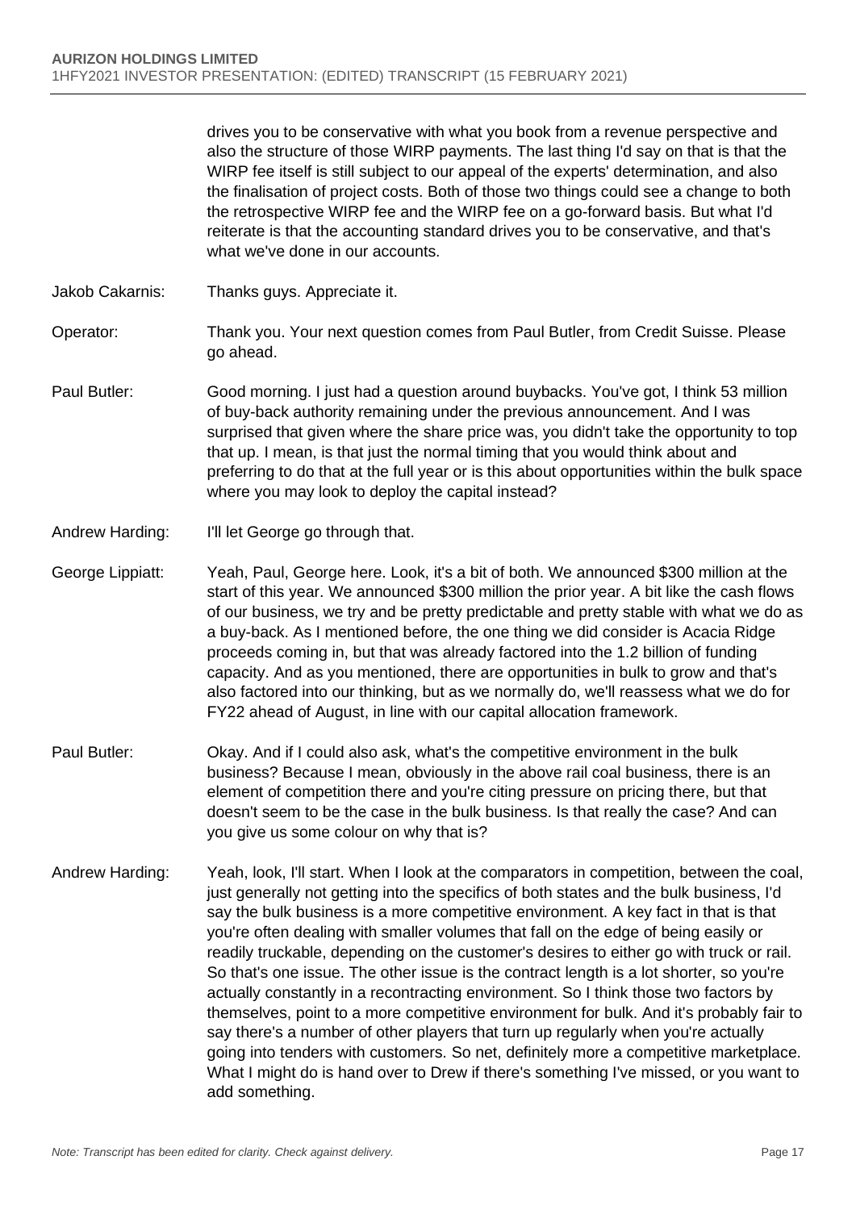drives you to be conservative with what you book from a revenue perspective and also the structure of those WIRP payments. The last thing I'd say on that is that the WIRP fee itself is still subject to our appeal of the experts' determination, and also the finalisation of project costs. Both of those two things could see a change to both the retrospective WIRP fee and the WIRP fee on a go-forward basis. But what I'd reiterate is that the accounting standard drives you to be conservative, and that's what we've done in our accounts.

Jakob Cakarnis: Thanks guys. Appreciate it.

Operator: Thank you. Your next question comes from Paul Butler, from Credit Suisse. Please go ahead.

Paul Butler: Good morning. I just had a question around buybacks. You've got, I think 53 million of buy-back authority remaining under the previous announcement. And I was surprised that given where the share price was, you didn't take the opportunity to top that up. I mean, is that just the normal timing that you would think about and preferring to do that at the full year or is this about opportunities within the bulk space where you may look to deploy the capital instead?

Andrew Harding: I'll let George go through that.

George Lippiatt: Yeah, Paul, George here. Look, it's a bit of both. We announced $300 million at the start of this year. We announced $300 million the prior year. A bit like the cash flows of our business, we try and be pretty predictable and pretty stable with what we do as a buy-back. As I mentioned before, the one thing we did consider is Acacia Ridge proceeds coming in, but that was already factored into the 1.2 billion of funding capacity. And as you mentioned, there are opportunities in bulk to grow and that's also factored into our thinking, but as we normally do, we'll reassess what we do for FY22 ahead of August, in line with our capital allocation framework.

Paul Butler: Okay. And if I could also ask, what's the competitive environment in the bulk business? Because I mean, obviously in the above rail coal business, there is an element of competition there and you're citing pressure on pricing there, but that doesn't seem to be the case in the bulk business. Is that really the case? And can you give us some colour on why that is?

Andrew Harding: Yeah, look, I'll start. When I look at the comparators in competition, between the coal, just generally not getting into the specifics of both states and the bulk business, I'd say the bulk business is a more competitive environment. A key fact in that is that you're often dealing with smaller volumes that fall on the edge of being easily or readily truckable, depending on the customer's desires to either go with truck or rail. So that's one issue. The other issue is the contract length is a lot shorter, so you're actually constantly in a recontracting environment. So I think those two factors by themselves, point to a more competitive environment for bulk. And it's probably fair to say there's a number of other players that turn up regularly when you're actually going into tenders with customers. So net, definitely more a competitive marketplace. What I might do is hand over to Drew if there's something I've missed, or you want to add something.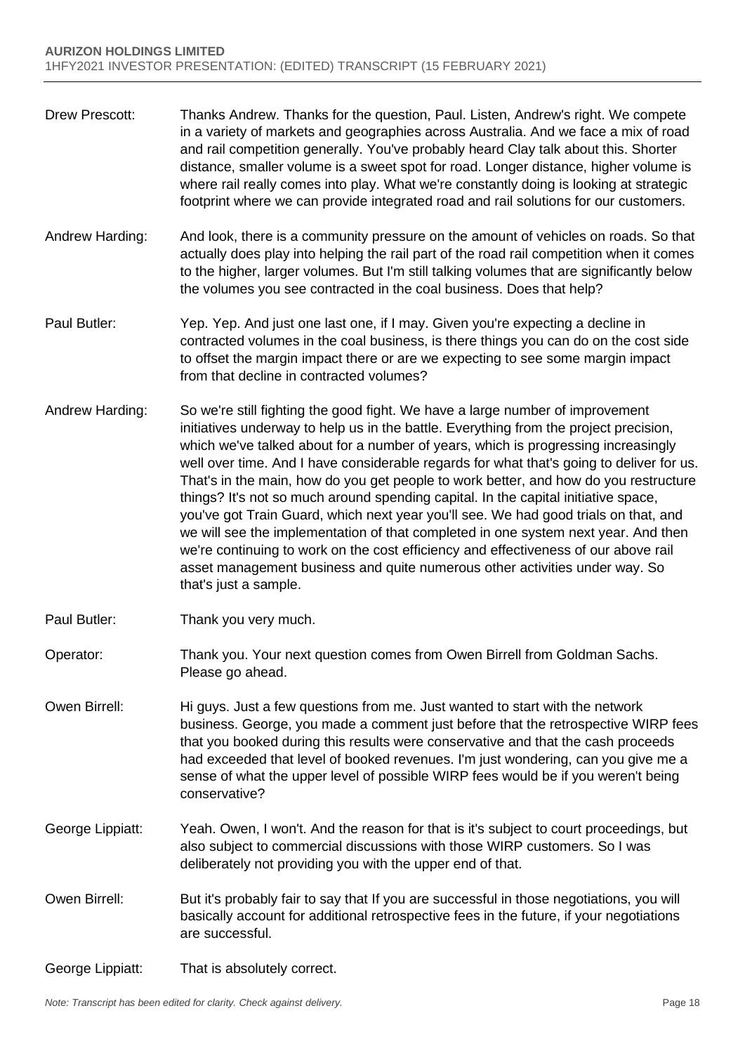Drew Prescott: Thanks Andrew. Thanks for the question, Paul. Listen, Andrew's right. We compete in a variety of markets and geographies across Australia. And we face a mix of road and rail competition generally. You've probably heard Clay talk about this. Shorter distance, smaller volume is a sweet spot for road. Longer distance, higher volume is where rail really comes into play. What we're constantly doing is looking at strategic footprint where we can provide integrated road and rail solutions for our customers.

Andrew Harding: And look, there is a community pressure on the amount of vehicles on roads. So that actually does play into helping the rail part of the road rail competition when it comes to the higher, larger volumes. But I'm still talking volumes that are significantly below the volumes you see contracted in the coal business. Does that help?

Paul Butler: Yep. Yep. And just one last one, if I may. Given you're expecting a decline in contracted volumes in the coal business, is there things you can do on the cost side to offset the margin impact there or are we expecting to see some margin impact from that decline in contracted volumes?

Andrew Harding: So we're still fighting the good fight. We have a large number of improvement initiatives underway to help us in the battle. Everything from the project precision, which we've talked about for a number of years, which is progressing increasingly well over time. And I have considerable regards for what that's going to deliver for us. That's in the main, how do you get people to work better, and how do you restructure things? It's not so much around spending capital. In the capital initiative space, you've got Train Guard, which next year you'll see. We had good trials on that, and we will see the implementation of that completed in one system next year. And then we're continuing to work on the cost efficiency and effectiveness of our above rail asset management business and quite numerous other activities under way. So that's just a sample.

Paul Butler: Thank you very much.

Operator: Thank you. Your next question comes from Owen Birrell from Goldman Sachs. Please go ahead.

Owen Birrell: Hi guys. Just a few questions from me. Just wanted to start with the network business. George, you made a comment just before that the retrospective WIRP fees that you booked during this results were conservative and that the cash proceeds had exceeded that level of booked revenues. I'm just wondering, can you give me a sense of what the upper level of possible WIRP fees would be if you weren't being conservative?

George Lippiatt: Yeah. Owen, I won't. And the reason for that is it's subject to court proceedings, but also subject to commercial discussions with those WIRP customers. So I was deliberately not providing you with the upper end of that.

Owen Birrell: But it's probably fair to say that If you are successful in those negotiations, you will basically account for additional retrospective fees in the future, if your negotiations are successful.

George Lippiatt: That is absolutely correct.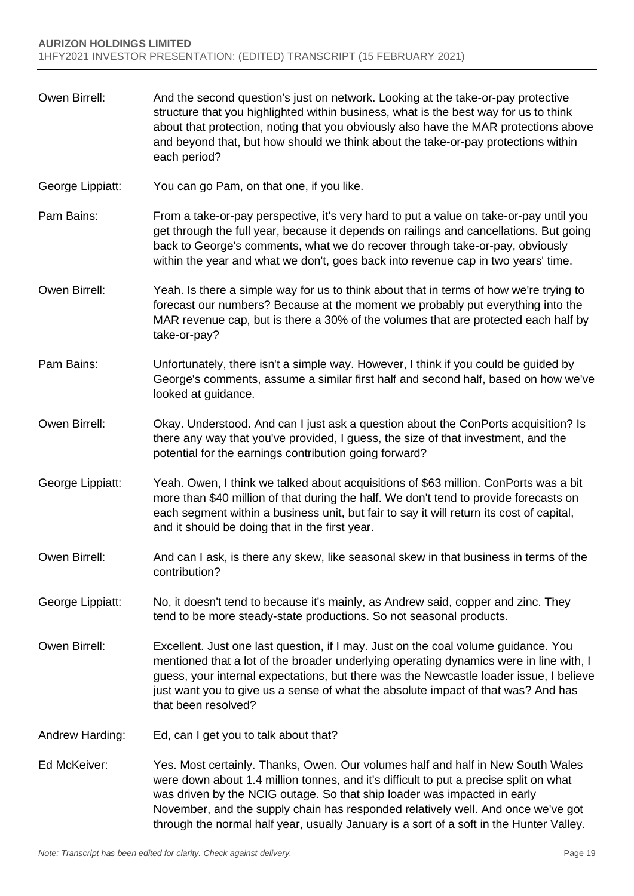Owen Birrell: And the second question's just on network. Looking at the take-or-pay protective structure that you highlighted within business, what is the best way for us to think about that protection, noting that you obviously also have the MAR protections above and beyond that, but how should we think about the take-or-pay protections within each period?

George Lippiatt: You can go Pam, on that one, if you like.

Pam Bains: From a take-or-pay perspective, it's very hard to put a value on take-or-pay until you get through the full year, because it depends on railings and cancellations. But going back to George's comments, what we do recover through take-or-pay, obviously within the year and what we don't, goes back into revenue cap in two years' time.

Owen Birrell: Yeah. Is there a simple way for us to think about that in terms of how we're trying to forecast our numbers? Because at the moment we probably put everything into the MAR revenue cap, but is there a 30% of the volumes that are protected each half by take-or-pay?

Pam Bains: Unfortunately, there isn't a simple way. However, I think if you could be guided by George's comments, assume a similar first half and second half, based on how we've looked at guidance.

Owen Birrell: Okay. Understood. And can I just ask a question about the ConPorts acquisition? Is there any way that you've provided, I guess, the size of that investment, and the potential for the earnings contribution going forward?

George Lippiatt: Yeah. Owen, I think we talked about acquisitions of $63 million. ConPorts was a bit more than $40 million of that during the half. We don't tend to provide forecasts on each segment within a business unit, but fair to say it will return its cost of capital, and it should be doing that in the first year.

Owen Birrell: And can I ask, is there any skew, like seasonal skew in that business in terms of the contribution?

George Lippiatt: No, it doesn't tend to because it's mainly, as Andrew said, copper and zinc. They tend to be more steady-state productions. So not seasonal products.

Owen Birrell: Excellent. Just one last question, if I may. Just on the coal volume guidance. You mentioned that a lot of the broader underlying operating dynamics were in line with, I guess, your internal expectations, but there was the Newcastle loader issue, I believe just want you to give us a sense of what the absolute impact of that was? And has that been resolved?

Andrew Harding: Ed, can I get you to talk about that?

Ed McKeiver: Yes. Most certainly. Thanks, Owen. Our volumes half and half in New South Wales were down about 1.4 million tonnes, and it's difficult to put a precise split on what was driven by the NCIG outage. So that ship loader was impacted in early November, and the supply chain has responded relatively well. And once we've got through the normal half year, usually January is a sort of a soft in the Hunter Valley.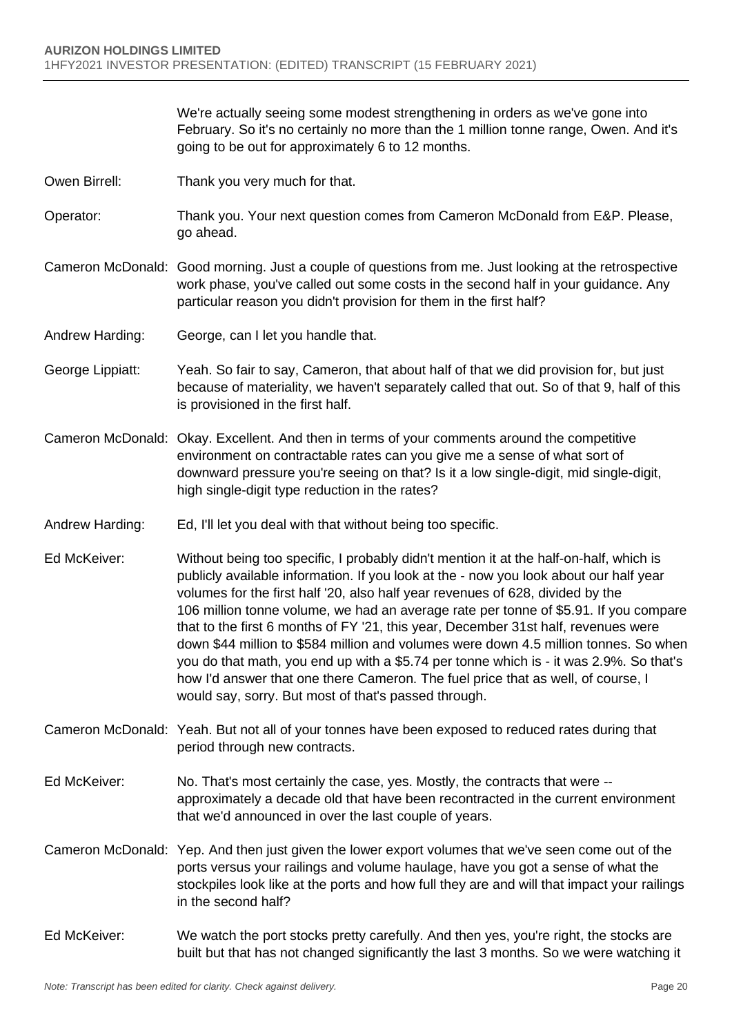We're actually seeing some modest strengthening in orders as we've gone into February. So it's no certainly no more than the 1 million tonne range, Owen. And it's going to be out for approximately 6 to 12 months.

Owen Birrell: Thank you very much for that.

Operator: Thank you. Your next question comes from Cameron McDonald from E&P. Please, go ahead.

Cameron McDonald: Good morning. Just a couple of questions from me. Just looking at the retrospective work phase, you've called out some costs in the second half in your guidance. Any particular reason you didn't provision for them in the first half?

Andrew Harding: George, can I let you handle that.

George Lippiatt: Yeah. So fair to say, Cameron, that about half of that we did provision for, but just because of materiality, we haven't separately called that out. So of that 9, half of this is provisioned in the first half.

Cameron McDonald: Okay. Excellent. And then in terms of your comments around the competitive environment on contractable rates can you give me a sense of what sort of downward pressure you're seeing on that? Is it a low single-digit, mid single-digit, high single-digit type reduction in the rates?

Andrew Harding: Ed, I'll let you deal with that without being too specific.

Ed McKeiver: Without being too specific, I probably didn't mention it at the half-on-half, which is publicly available information. If you look at the - now you look about our half year volumes for the first half '20, also half year revenues of 628, divided by the 106 million tonne volume, we had an average rate per tonne of $5.91. If you compare that to the first 6 months of FY '21, this year, December 31st half, revenues were down $44 million to $584 million and volumes were down 4.5 million tonnes. So when you do that math, you end up with a $5.74 per tonne which is - it was 2.9%. So that's how I'd answer that one there Cameron. The fuel price that as well, of course, I would say, sorry. But most of that's passed through.

Cameron McDonald: Yeah. But not all of your tonnes have been exposed to reduced rates during that period through new contracts.

Ed McKeiver: No. That's most certainly the case, yes. Mostly, the contracts that were -- approximately a decade old that have been recontracted in the current environment that we'd announced in over the last couple of years.

Cameron McDonald: Yep. And then just given the lower export volumes that we've seen come out of the ports versus your railings and volume haulage, have you got a sense of what the stockpiles look like at the ports and how full they are and will that impact your railings in the second half?

Ed McKeiver: We watch the port stocks pretty carefully. And then yes, you're right, the stocks are built but that has not changed significantly the last 3 months. So we were watching it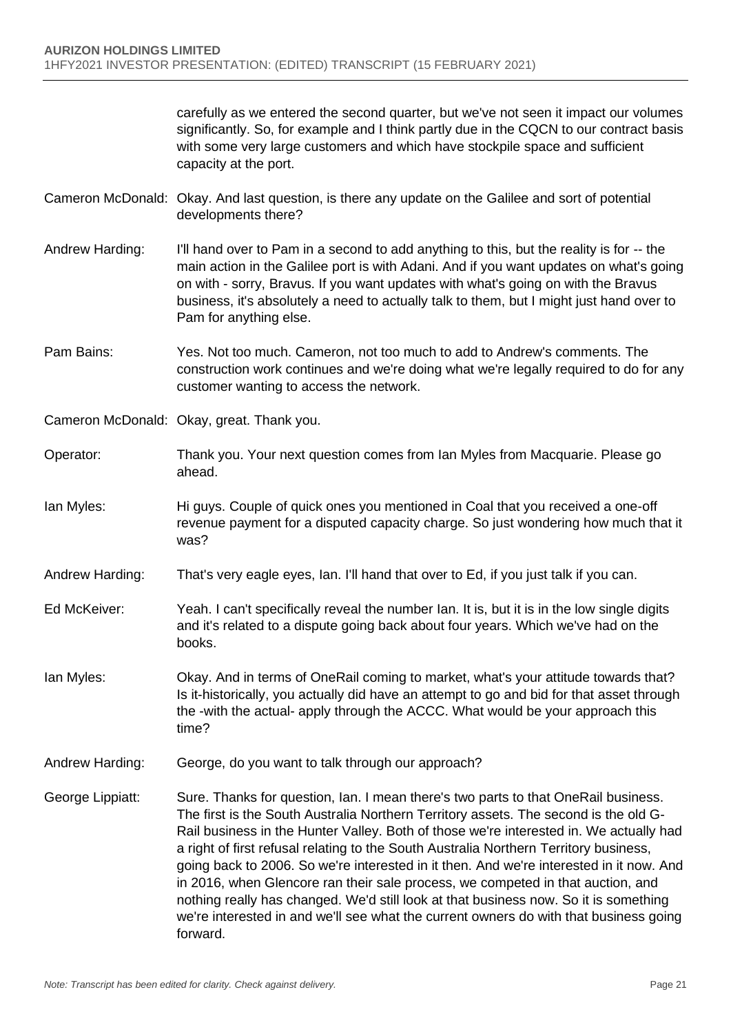carefully as we entered the second quarter, but we've not seen it impact our volumes significantly. So, for example and I think partly due in the CQCN to our contract basis with some very large customers and which have stockpile space and sufficient capacity at the port.

Cameron McDonald: Okay. And last question, is there any update on the Galilee and sort of potential developments there?

Andrew Harding: I'll hand over to Pam in a second to add anything to this, but the reality is for -- the main action in the Galilee port is with Adani. And if you want updates on what's going on with - sorry, Bravus. If you want updates with what's going on with the Bravus business, it's absolutely a need to actually talk to them, but I might just hand over to Pam for anything else.

Pam Bains: Yes. Not too much. Cameron, not too much to add to Andrew's comments. The construction work continues and we're doing what we're legally required to do for any customer wanting to access the network.

Cameron McDonald: Okay, great. Thank you.

Operator: Thank you. Your next question comes from Ian Myles from Macquarie. Please go ahead.

Ian Myles: Hi guys. Couple of quick ones you mentioned in Coal that you received a one-off revenue payment for a disputed capacity charge. So just wondering how much that it was?

Andrew Harding: That's very eagle eyes, Ian. I'll hand that over to Ed, if you just talk if you can.

Ed McKeiver: Yeah. I can't specifically reveal the number Ian. It is, but it is in the low single digits and it's related to a dispute going back about four years. Which we've had on the books.

Ian Myles: Okay. And in terms of OneRail coming to market, what's your attitude towards that? Is it-historically, you actually did have an attempt to go and bid for that asset through the -with the actual- apply through the ACCC. What would be your approach this time?

Andrew Harding: George, do you want to talk through our approach?

George Lippiatt: Sure. Thanks for question, Ian. I mean there's two parts to that OneRail business. The first is the South Australia Northern Territory assets. The second is the old G-Rail business in the Hunter Valley. Both of those we're interested in. We actually had a right of first refusal relating to the South Australia Northern Territory business, going back to 2006. So we're interested in it then. And we're interested in it now. And in 2016, when Glencore ran their sale process, we competed in that auction, and nothing really has changed. We'd still look at that business now. So it is something we're interested in and we'll see what the current owners do with that business going forward.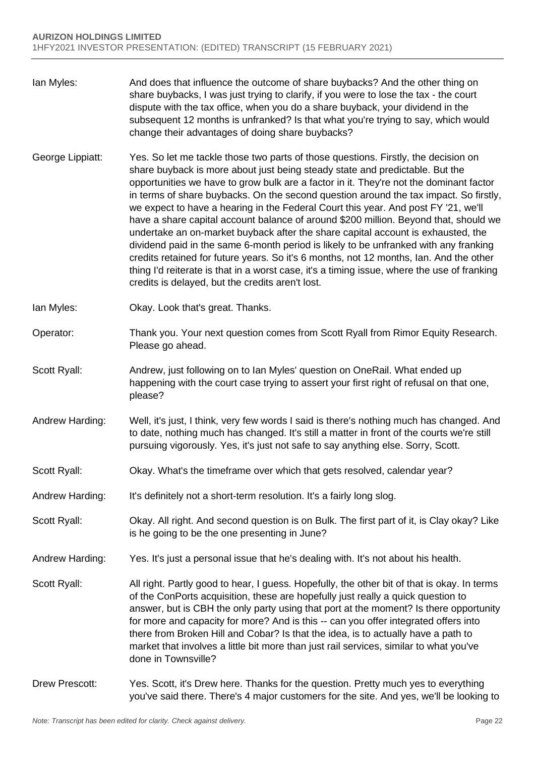Ian Myles: And does that influence the outcome of share buybacks? And the other thing on share buybacks, I was just trying to clarify, if you were to lose the tax - the court dispute with the tax office, when you do a share buyback, your dividend in the subsequent 12 months is unfranked? Is that what you're trying to say, which would change their advantages of doing share buybacks?

George Lippiatt: Yes. So let me tackle those two parts of those questions. Firstly, the decision on share buyback is more about just being steady state and predictable. But the opportunities we have to grow bulk are a factor in it. They're not the dominant factor in terms of share buybacks. On the second question around the tax impact. So firstly, we expect to have a hearing in the Federal Court this year. And post FY '21, we'll have a share capital account balance of around $200 million. Beyond that, should we undertake an on-market buyback after the share capital account is exhausted, the dividend paid in the same 6-month period is likely to be unfranked with any franking credits retained for future years. So it's 6 months, not 12 months, Ian. And the other thing I'd reiterate is that in a worst case, it's a timing issue, where the use of franking credits is delayed, but the credits aren't lost.

Ian Myles: Okay. Look that's great. Thanks.

Operator: Thank you. Your next question comes from Scott Ryall from Rimor Equity Research. Please go ahead.

Scott Ryall: Andrew, just following on to Ian Myles' question on OneRail. What ended up happening with the court case trying to assert your first right of refusal on that one, please?

Andrew Harding: Well, it's just, I think, very few words I said is there's nothing much has changed. And to date, nothing much has changed. It's still a matter in front of the courts we're still pursuing vigorously. Yes, it's just not safe to say anything else. Sorry, Scott.

Scott Ryall: Okay. What's the timeframe over which that gets resolved, calendar year?

Andrew Harding: It's definitely not a short-term resolution. It's a fairly long slog.

Scott Ryall: Okay. All right. And second question is on Bulk. The first part of it, is Clay okay? Like is he going to be the one presenting in June?

Andrew Harding: Yes. It's just a personal issue that he's dealing with. It's not about his health.

Scott Ryall: All right. Partly good to hear, I guess. Hopefully, the other bit of that is okay. In terms of the ConPorts acquisition, these are hopefully just really a quick question to answer, but is CBH the only party using that port at the moment? Is there opportunity for more and capacity for more? And is this -- can you offer integrated offers into there from Broken Hill and Cobar? Is that the idea, is to actually have a path to market that involves a little bit more than just rail services, similar to what you've done in Townsville?

Drew Prescott: Yes. Scott, it's Drew here. Thanks for the question. Pretty much yes to everything you've said there. There's 4 major customers for the site. And yes, we'll be looking to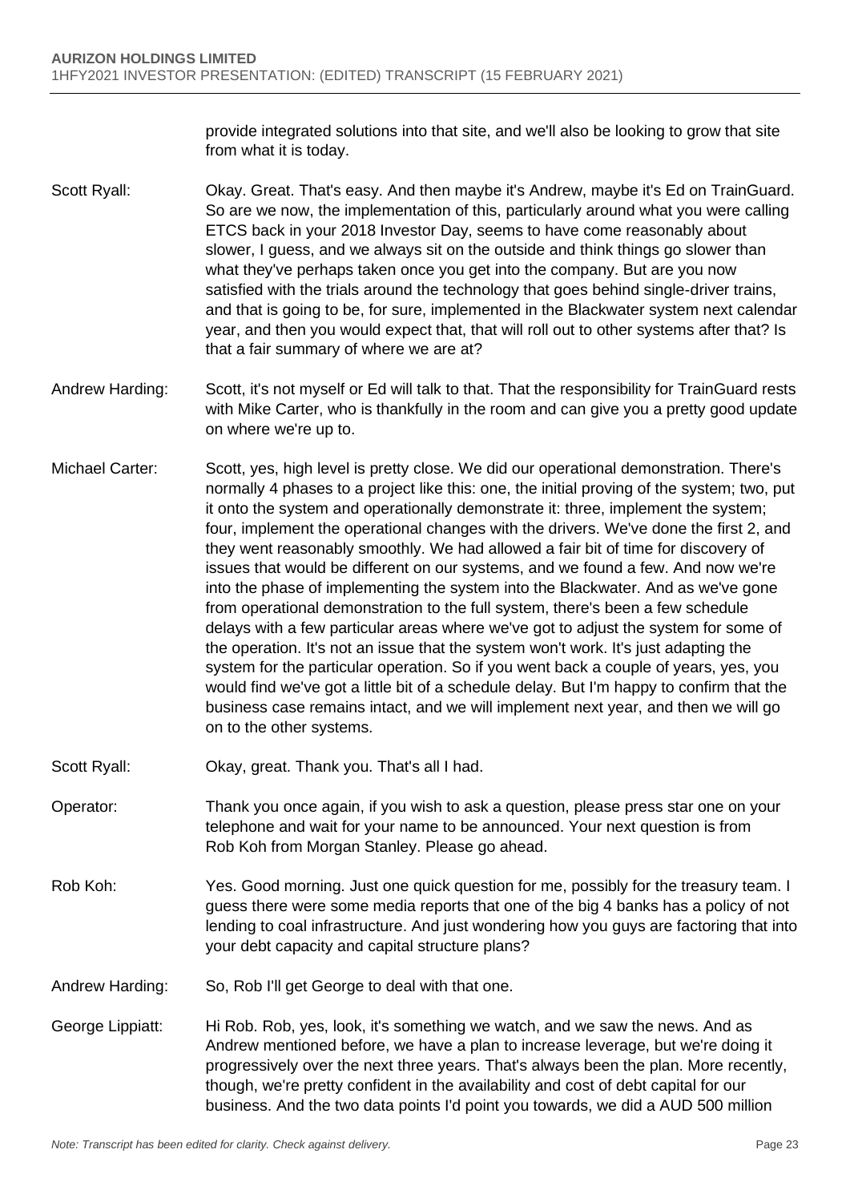provide integrated solutions into that site, and we'll also be looking to grow that site from what it is today.

Scott Ryall: Okay. Great. That's easy. And then maybe it's Andrew, maybe it's Ed on TrainGuard. So are we now, the implementation of this, particularly around what you were calling ETCS back in your 2018 Investor Day, seems to have come reasonably about slower, I guess, and we always sit on the outside and think things go slower than what they've perhaps taken once you get into the company. But are you now satisfied with the trials around the technology that goes behind single-driver trains, and that is going to be, for sure, implemented in the Blackwater system next calendar year, and then you would expect that, that will roll out to other systems after that? Is that a fair summary of where we are at?

Andrew Harding: Scott, it's not myself or Ed will talk to that. That the responsibility for TrainGuard rests with Mike Carter, who is thankfully in the room and can give you a pretty good update on where we're up to.

Michael Carter: Scott, yes, high level is pretty close. We did our operational demonstration. There's normally 4 phases to a project like this: one, the initial proving of the system; two, put it onto the system and operationally demonstrate it: three, implement the system; four, implement the operational changes with the drivers. We've done the first 2, and they went reasonably smoothly. We had allowed a fair bit of time for discovery of issues that would be different on our systems, and we found a few. And now we're into the phase of implementing the system into the Blackwater. And as we've gone from operational demonstration to the full system, there's been a few schedule delays with a few particular areas where we've got to adjust the system for some of the operation. It's not an issue that the system won't work. It's just adapting the system for the particular operation. So if you went back a couple of years, yes, you would find we've got a little bit of a schedule delay. But I'm happy to confirm that the business case remains intact, and we will implement next year, and then we will go on to the other systems.

Scott Ryall: Okay, great. Thank you. That's all I had.

Operator: Thank you once again, if you wish to ask a question, please press star one on your telephone and wait for your name to be announced. Your next question is from Rob Koh from Morgan Stanley. Please go ahead.

Rob Koh: Yes. Good morning. Just one quick question for me, possibly for the treasury team. I guess there were some media reports that one of the big 4 banks has a policy of not lending to coal infrastructure. And just wondering how you guys are factoring that into your debt capacity and capital structure plans?

Andrew Harding: So, Rob I'll get George to deal with that one.

George Lippiatt: Hi Rob. Rob, yes, look, it's something we watch, and we saw the news. And as Andrew mentioned before, we have a plan to increase leverage, but we're doing it progressively over the next three years. That's always been the plan. More recently, though, we're pretty confident in the availability and cost of debt capital for our business. And the two data points I'd point you towards, we did a AUD 500 million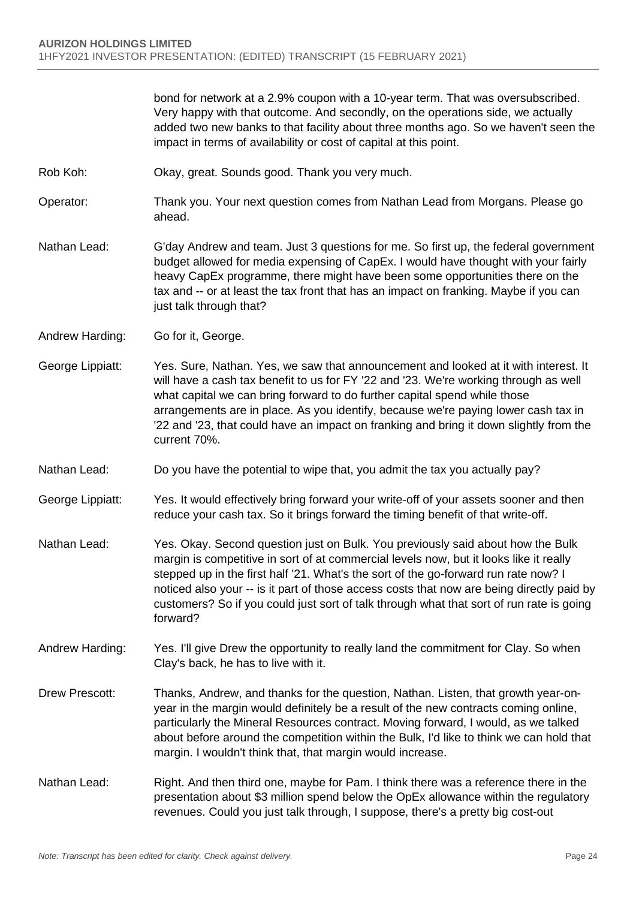bond for network at a 2.9% coupon with a 10-year term. That was oversubscribed. Very happy with that outcome. And secondly, on the operations side, we actually added two new banks to that facility about three months ago. So we haven't seen the impact in terms of availability or cost of capital at this point.

**Rob Koh:** Okay, great. Sounds good. Thank you very much.

**Operator:** Thank you. Your next question comes from Nathan Lead from Morgans. Please go ahead.

**Nathan Lead:** G'day Andrew and team. Just 3 questions for me. So first up, the federal government budget allowed for media expensing of CapEx. I would have thought with your fairly heavy CapEx programme, there might have been some opportunities there on the tax and -- or at least the tax front that has an impact on franking. Maybe if you can just talk through that?

**Andrew Harding:** Go for it, George.

**George Lippiatt:** Yes. Sure, Nathan. Yes, we saw that announcement and looked at it with interest. It will have a cash tax benefit to us for FY '22 and '23. We're working through as well what capital we can bring forward to do further capital spend while those arrangements are in place. As you identify, because we're paying lower cash tax in '22 and '23, that could have an impact on franking and bring it down slightly from the current 70%.

**Nathan Lead:** Do you have the potential to wipe that, you admit the tax you actually pay?

**George Lippiatt:** Yes. It would effectively bring forward your write-off of your assets sooner and then reduce your cash tax. So it brings forward the timing benefit of that write-off.

**Nathan Lead:** Yes. Okay. Second question just on Bulk. You previously said about how the Bulk margin is competitive in sort of at commercial levels now, but it looks like it really stepped up in the first half '21. What's the sort of the go-forward run rate now? I noticed also your -- is it part of those access costs that now are being directly paid by customers? So if you could just sort of talk through what that sort of run rate is going forward?

**Andrew Harding:** Yes. I'll give Drew the opportunity to really land the commitment for Clay. So when Clay's back, he has to live with it.

**Drew Prescott:** Thanks, Andrew, and thanks for the question, Nathan. Listen, that growth year-on-year in the margin would definitely be a result of the new contracts coming online, particularly the Mineral Resources contract. Moving forward, I would, as we talked about before around the competition within the Bulk, I'd like to think we can hold that margin. I wouldn't think that, that margin would increase.

**Nathan Lead:** Right. And then third one, maybe for Pam. I think there was a reference there in the presentation about $3 million spend below the OpEx allowance within the regulatory revenues. Could you just talk through, I suppose, there's a pretty big cost-out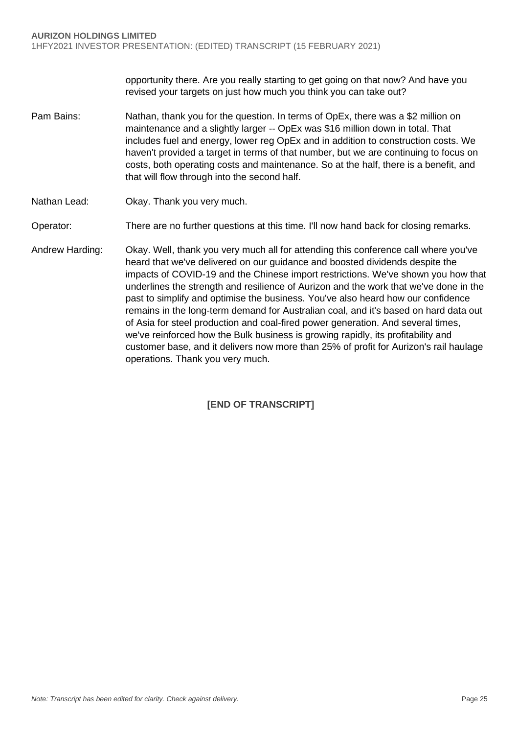opportunity there. Are you really starting to get going on that now? And have you revised your targets on just how much you think you can take out?

Pam Bains: Nathan, thank you for the question. In terms of OpEx, there was a $2 million on maintenance and a slightly larger -- OpEx was $16 million down in total. That includes fuel and energy, lower reg OpEx and in addition to construction costs. We haven't provided a target in terms of that number, but we are continuing to focus on costs, both operating costs and maintenance. So at the half, there is a benefit, and that will flow through into the second half.

Nathan Lead: Okay. Thank you very much.

Operator: There are no further questions at this time. I'll now hand back for closing remarks.

Andrew Harding: Okay. Well, thank you very much all for attending this conference call where you've heard that we've delivered on our guidance and boosted dividends despite the impacts of COVID-19 and the Chinese import restrictions. We've shown you how that underlines the strength and resilience of Aurizon and the work that we've done in the past to simplify and optimise the business. You've also heard how our confidence remains in the long-term demand for Australian coal, and it's based on hard data out of Asia for steel production and coal-fired power generation. And several times, we've reinforced how the Bulk business is growing rapidly, its profitability and customer base, and it delivers now more than 25% of profit for Aurizon's rail haulage operations. Thank you very much.

**[END OF TRANSCRIPT]**